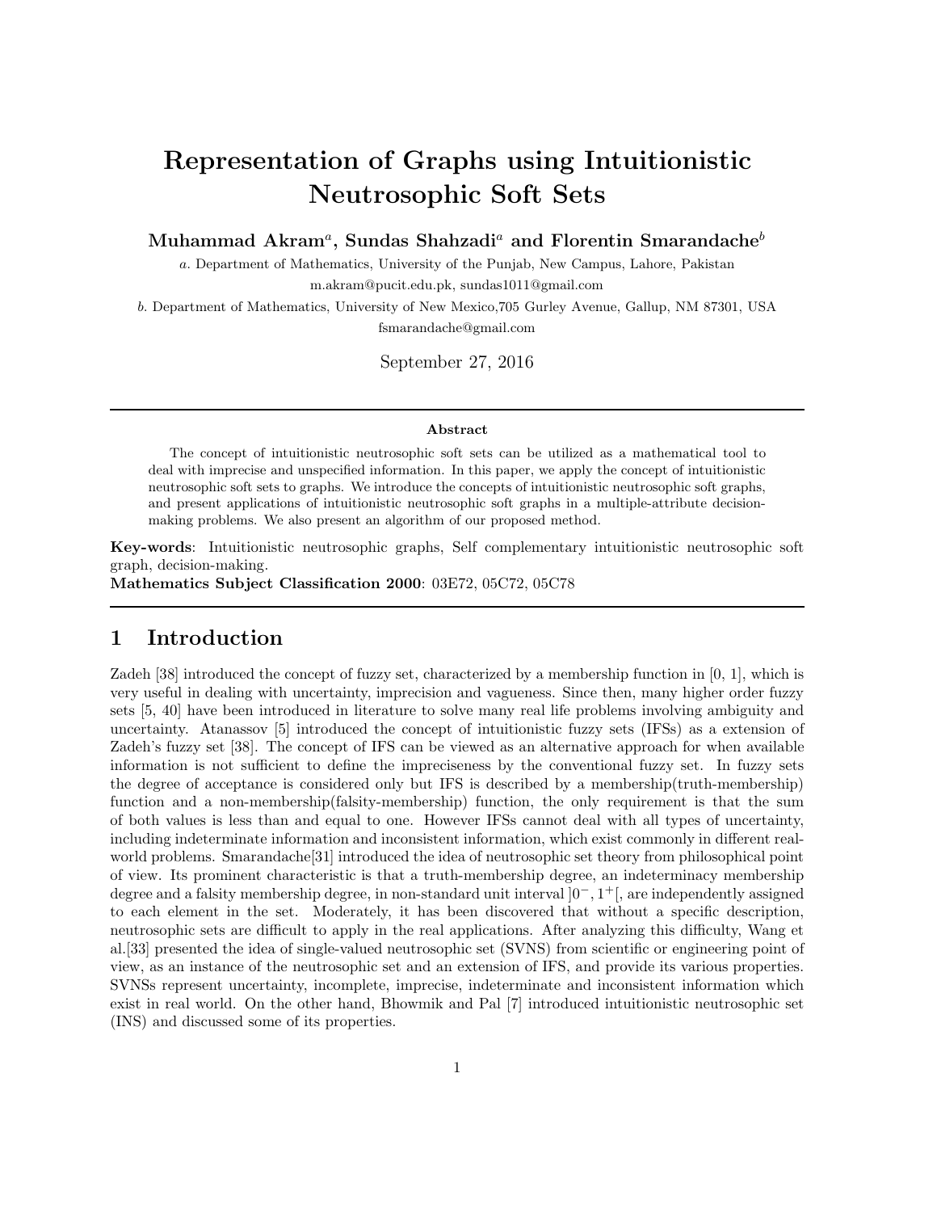# Representation of Graphs using Intuitionistic Neutrosophic Soft Sets

**Muhammad Akram[a], Sundas Shahzadi[a] and Florentin Smarandache[b]**

a. Department of Mathematics, University of the Punjab, New Campus, Lahore, Pakistan
m.akram@pucit.edu.pk, sundas1011@gmail.com

b. Department of Mathematics, University of New Mexico,705 Gurley Avenue, Gallup, NM 87301, USA
fsmarandache@gmail.com

September 27, 2016

---

**Abstract**

The concept of intuitionistic neutrosophic soft sets can be utilized as a mathematical tool to deal with imprecise and unspecified information. In this paper, we apply the concept of intuitionistic neutrosophic soft sets to graphs. We introduce the concepts of intuitionistic neutrosophic soft graphs, and present applications of intuitionistic neutrosophic soft graphs in a multiple-attribute decision-making problems. We also present an algorithm of our proposed method.

**Key-words**: Intuitionistic neutrosophic graphs, Self complementary intuitionistic neutrosophic soft graph, decision-making.
**Mathematics Subject Classification 2000**: 03E72, 05C72, 05C78

---

## 1 Introduction

Zadeh [38] introduced the concept of fuzzy set, characterized by a membership function in [0, 1], which is very useful in dealing with uncertainty, imprecision and vagueness. Since then, many higher order fuzzy sets [5, 40] have been introduced in literature to solve many real life problems involving ambiguity and uncertainty. Atanassov [5] introduced the concept of intuitionistic fuzzy sets (IFSs) as a extension of Zadeh's fuzzy set [38]. The concept of IFS can be viewed as an alternative approach for when available information is not sufficient to define the impreciseness by the conventional fuzzy set. In fuzzy sets the degree of acceptance is considered only but IFS is described by a membership(truth-membership) function and a non-membership(falsity-membership) function, the only requirement is that the sum of both values is less than and equal to one. However IFSs cannot deal with all types of uncertainty, including indeterminate information and inconsistent information, which exist commonly in different real-world problems. Smarandache[31] introduced the idea of neutrosophic set theory from philosophical point of view. Its prominent characteristic is that a truth-membership degree, an indeterminacy membership degree and a falsity membership degree, in non-standard unit interval $]0^-, 1^+[$, are independently assigned to each element in the set. Moderately, it has been discovered that without a specific description, neutrosophic sets are difficult to apply in the real applications. After analyzing this difficulty, Wang et al.[33] presented the idea of single-valued neutrosophic set (SVNS) from scientific or engineering point of view, as an instance of the neutrosophic set and an extension of IFS, and provide its various properties. SVNSs represent uncertainty, incomplete, imprecise, indeterminate and inconsistent information which exist in real world. On the other hand, Bhowmik and Pal [7] introduced intuitionistic neutrosophic set (INS) and discussed some of its properties.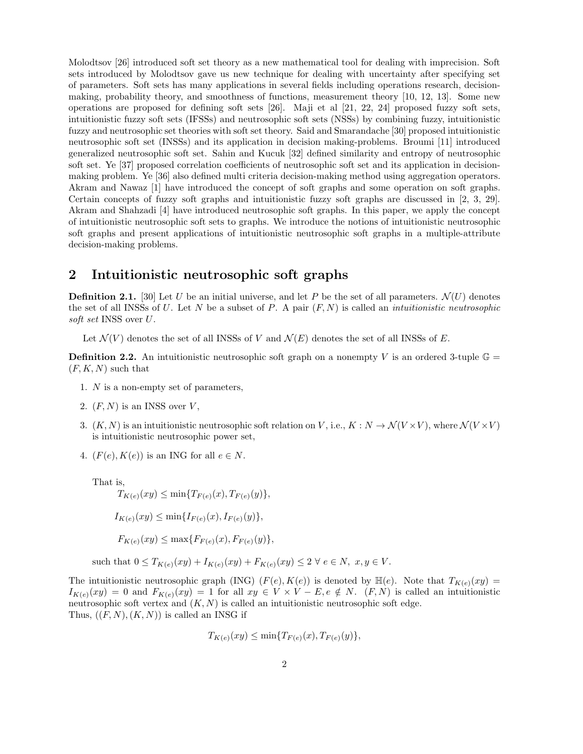Molodtsov [26] introduced soft set theory as a new mathematical tool for dealing with imprecision. Soft sets introduced by Molodtsov gave us new technique for dealing with uncertainty after specifying set of parameters. Soft sets has many applications in several fields including operations research, decision-making, probability theory, and smoothness of functions, measurement theory [10, 12, 13]. Some new operations are proposed for defining soft sets [26]. Maji et al [21, 22, 24] proposed fuzzy soft sets, intuitionistic fuzzy soft sets (IFSSs) and neutrosophic soft sets (NSSs) by combining fuzzy, intuitionistic fuzzy and neutrosophic set theories with soft set theory. Said and Smarandache [30] proposed intuitionistic neutrosophic soft set (INSSs) and its application in decision making-problems. Broumi [11] introduced generalized neutrosophic soft set. Sahin and Kucuk [32] defined similarity and entropy of neutrosophic soft set. Ye [37] proposed correlation coefficients of neutrosophic soft set and its application in decision-making problem. Ye [36] also defined multi criteria decision-making method using aggregation operators. Akram and Nawaz [1] have introduced the concept of soft graphs and some operation on soft graphs. Certain concepts of fuzzy soft graphs and intuitionistic fuzzy soft graphs are discussed in [2, 3, 29]. Akram and Shahzadi [4] have introduced neutrosophic soft graphs. In this paper, we apply the concept of intuitionistic neutrosophic soft sets to graphs. We introduce the notions of intuitionistic neutrosophic soft graphs and present applications of intuitionistic neutrosophic soft graphs in a multiple-attribute decision-making problems.

## 2 Intuitionistic neutrosophic soft graphs

**Definition 2.1.** [30] Let $U$ be an initial universe, and let $P$ be the set of all parameters. $\mathcal{N}(U)$ denotes the set of all INSSs of $U$. Let $N$ be a subset of $P$. A pair $(F, N)$ is called an *intuitionistic neutrosophic soft set* INSS over $U$.

Let $\mathcal{N}(V)$ denotes the set of all INSSs of $V$ and $\mathcal{N}(E)$ denotes the set of all INSSs of $E$.

**Definition 2.2.** An intuitionistic neutrosophic soft graph on a nonempty $V$ is an ordered 3-tuple $\mathbb{G} = (F, K, N)$ such that

1. $N$ is a non-empty set of parameters,
2. $(F, N)$ is an INSS over $V$,
3. $(K, N)$ is an intuitionistic neutrosophic soft relation on $V$, i.e., $K : N \to \mathcal{N}(V \times V)$, where $\mathcal{N}(V \times V)$ is intuitionistic neutrosophic power set,
4. $(F(e), K(e))$ is an ING for all $e \in N$.

   That is,

   $T_{K(e)}(xy) \leq \min\{T_{F(e)}(x), T_{F(e)}(y)\}$,

   $I_{K(e)}(xy) \leq \min\{I_{F(e)}(x), I_{F(e)}(y)\}$,

   $F_{K(e)}(xy) \leq \max\{F_{F(e)}(x), F_{F(e)}(y)\}$,

   such that $0 \leq T_{K(e)}(xy) + I_{K(e)}(xy) + F_{K(e)}(xy) \leq 2 \ \forall \ e \in N, \ x, y \in V$.

The intuitionistic neutrosophic graph (ING) $(F(e), K(e))$ is denoted by $\mathbb{H}(e)$. Note that $T_{K(e)}(xy) = I_{K(e)}(xy) = 0$ and $F_{K(e)}(xy) = 1$ for all $xy \in V \times V - E, e \notin N$. $(F, N)$ is called an intuitionistic neutrosophic soft vertex and $(K, N)$ is called an intuitionistic neutrosophic soft edge.
Thus, $((F, N), (K, N))$ is called an INSG if

$$T_{K(e)}(xy) \leq \min\{T_{F(e)}(x), T_{F(e)}(y)\},$$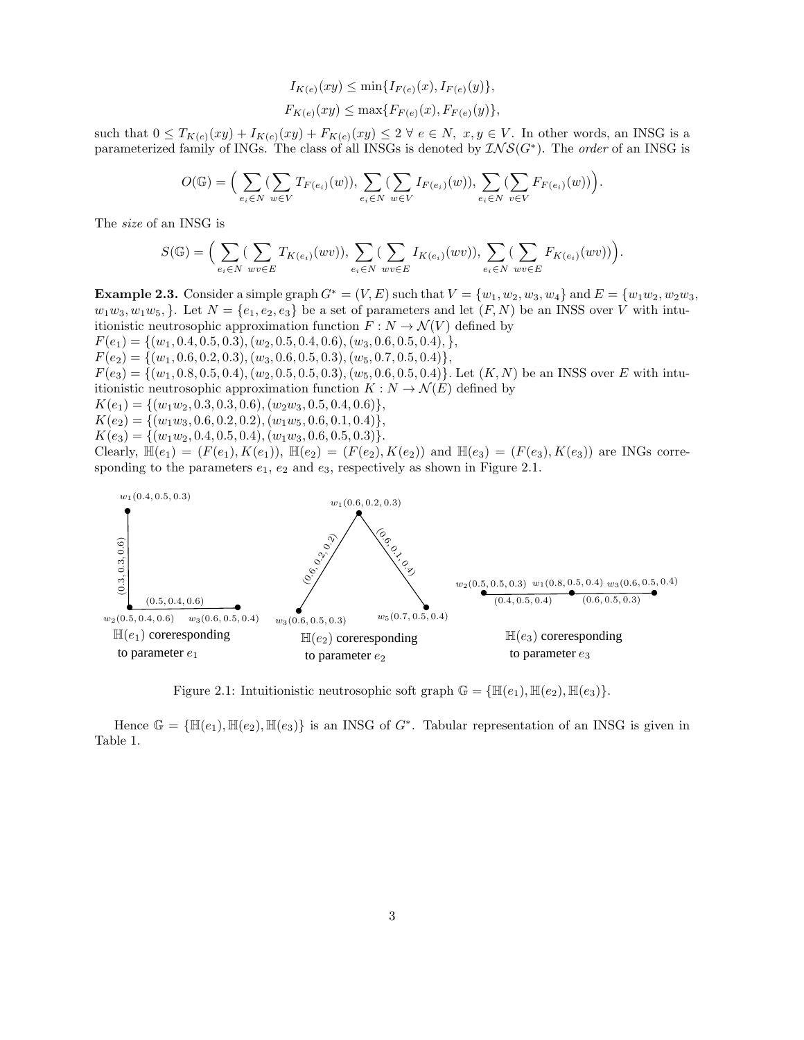$$I_{K(e)}(xy) \leq \min\{I_{F(e)}(x), I_{F(e)}(y)\},$$

$$F_{K(e)}(xy) \leq \max\{F_{F(e)}(x), F_{F(e)}(y)\},$$

such that $0 \leq T_{K(e)}(xy) + I_{K(e)}(xy) + F_{K(e)}(xy) \leq 2 \ \forall \ e \in N, \ x, y \in V$. In other words, an INSG is a parameterized family of INGs. The class of all INSGs is denoted by $\mathcal{INS}(G^*)$. The *order* of an INSG is

$$O(\mathbb{G}) = \Big( \sum_{e_i \in N} (\sum_{w \in V} T_{F(e_i)}(w)), \sum_{e_i \in N} (\sum_{w \in V} I_{F(e_i)}(w)), \sum_{e_i \in N} (\sum_{v \in V} F_{F(e_i)}(w)) \Big).$$

The *size* of an INSG is

$$S(\mathbb{G}) = \Big( \sum_{e_i \in N} (\sum_{wv \in E} T_{K(e_i)}(wv)), \sum_{e_i \in N} (\sum_{wv \in E} I_{K(e_i)}(wv)), \sum_{e_i \in N} (\sum_{wv \in E} F_{K(e_i)}(wv)) \Big).$$

**Example 2.3.** Consider a simple graph $G^* = (V, E)$ such that $V = \{w_1, w_2, w_3, w_4\}$ and $E = \{w_1w_2, w_2w_3, w_1w_3, w_1w_5, \}$. Let $N = \{e_1, e_2, e_3\}$ be a set of parameters and let $(F, N)$ be an INSS over $V$ with intuitionistic neutrosophic approximation function $F : N \to \mathcal{N}(V)$ defined by
$F(e_1) = \{(w_1, 0.4, 0.5, 0.3), (w_2, 0.5, 0.4, 0.6), (w_3, 0.6, 0.5, 0.4), \}$,
$F(e_2) = \{(w_1, 0.6, 0.2, 0.3), (w_3, 0.6, 0.5, 0.3), (w_5, 0.7, 0.5, 0.4)\}$,
$F(e_3) = \{(w_1, 0.8, 0.5, 0.4), (w_2, 0.5, 0.5, 0.3), (w_5, 0.6, 0.5, 0.4)\}$. Let $(K, N)$ be an INSS over $E$ with intuitionistic neutrosophic approximation function $K : N \to \mathcal{N}(E)$ defined by
$K(e_1) = \{(w_1w_2, 0.3, 0.3, 0.6), (w_2w_3, 0.5, 0.4, 0.6)\}$,
$K(e_2) = \{(w_1w_3, 0.6, 0.2, 0.2), (w_1w_5, 0.6, 0.1, 0.4)\}$,
$K(e_3) = \{(w_1w_2, 0.4, 0.5, 0.4), (w_1w_3, 0.6, 0.5, 0.3)\}$.
Clearly, $\mathbb{H}(e_1) = (F(e_1), K(e_1))$, $\mathbb{H}(e_2) = (F(e_2), K(e_2))$ and $\mathbb{H}(e_3) = (F(e_3), K(e_3))$ are INGs corresponding to the parameters $e_1$, $e_2$ and $e_3$, respectively as shown in Figure 2.1.

Figure 2.1: Intuitionistic neutrosophic soft graph $\mathbb{G} = \{\mathbb{H}(e_1), \mathbb{H}(e_2), \mathbb{H}(e_3)\}$.

Hence $\mathbb{G} = \{\mathbb{H}(e_1), \mathbb{H}(e_2), \mathbb{H}(e_3)\}$ is an INSG of $G^*$. Tabular representation of an INSG is given in Table 1.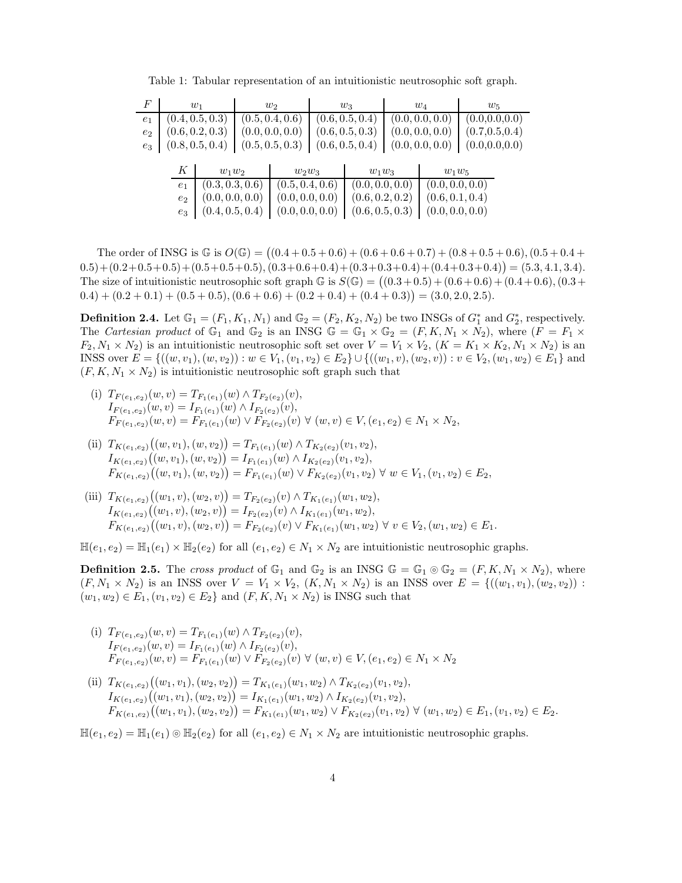Table 1: Tabular representation of an intuitionistic neutrosophic soft graph.

| $F$ | $w_1$ | $w_2$ | $w_3$ | $w_4$ | $w_5$ |
|---|---|---|---|---|---|
| $e_1$ | $(0.4, 0.5, 0.3)$ | $(0.5, 0.4, 0.6)$ | $(0.6, 0.5, 0.4)$ | $(0.0, 0.0, 0.0)$ | (0.0,0.0,0.0) |
| $e_2$ | $(0.6, 0.2, 0.3)$ | $(0.0, 0.0, 0.0)$ | $(0.6, 0.5, 0.3)$ | $(0.0, 0.0, 0.0)$ | (0.7,0.5,0.4) |
| $e_3$ | $(0.8, 0.5, 0.4)$ | $(0.5, 0.5, 0.3)$ | $(0.6, 0.5, 0.4)$ | $(0.0, 0.0, 0.0)$ | (0.0,0.0,0.0) |

| $K$ | $w_1w_2$ | $w_2w_3$ | $w_1w_3$ | $w_1w_5$ |
|---|---|---|---|---|
| $e_1$ | $(0.3, 0.3, 0.6)$ | $(0.5, 0.4, 0.6)$ | $(0.0, 0.0, 0.0)$ | $(0.0, 0.0, 0.0)$ |
| $e_2$ | $(0.0, 0.0, 0.0)$ | $(0.0, 0.0, 0.0)$ | $(0.6, 0.2, 0.2)$ | $(0.6, 0.1, 0.4)$ |
| $e_3$ | $(0.4, 0.5, 0.4)$ | $(0.0, 0.0, 0.0)$ | $(0.6, 0.5, 0.3)$ | $(0.0, 0.0, 0.0)$ |

The order of INSG is $\mathbb{G}$ is $O(\mathbb{G}) = \big((0.4+0.5+0.6)+(0.6+0.6+0.7)+(0.8+0.5+0.6), (0.5+0.4+0.5)+(0.2+0.5+0.5)+(0.5+0.5+0.5), (0.3+0.6+0.4)+(0.3+0.3+0.4)+(0.4+0.3+0.4)\big) = (5.3, 4.1, 3.4)$. The size of intuitionistic neutrosophic soft graph $\mathbb{G}$ is $S(\mathbb{G}) = \big((0.3+0.5)+(0.6+0.6)+(0.4+0.6), (0.3+0.4)+(0.2+0.1)+(0.5+0.5), (0.6+0.6)+(0.2+0.4)+(0.4+0.3)\big) = (3.0, 2.0, 2.5)$.

**Definition 2.4.** Let $\mathbb{G}_1 = (F_1, K_1, N_1)$ and $\mathbb{G}_2 = (F_2, K_2, N_2)$ be two INSGs of $G_1^*$ and $G_2^*$, respectively. The *Cartesian product* of $\mathbb{G}_1$ and $\mathbb{G}_2$ is an INSG $\mathbb{G} = \mathbb{G}_1 \times \mathbb{G}_2 = (F, K, N_1 \times N_2)$, where $(F = F_1 \times F_2, N_1 \times N_2)$ is an intuitionistic neutrosophic soft set over $V = V_1 \times V_2$, $(K = K_1 \times K_2, N_1 \times N_2)$ is an INSS over $E = \{((w, v_1), (w, v_2)) : w \in V_1, (v_1, v_2) \in E_2\} \cup \{((w_1, v), (w_2, v)) : v \in V_2, (w_1, w_2) \in E_1\}$ and $(F, K, N_1 \times N_2)$ is intuitionistic neutrosophic soft graph such that

(i) $T_{F(e_1,e_2)}(w, v) = T_{F_1(e_1)}(w) \wedge T_{F_2(e_2)}(v)$,
$I_{F(e_1,e_2)}(w, v) = I_{F_1(e_1)}(w) \wedge I_{F_2(e_2)}(v)$,
$F_{F(e_1,e_2)}(w, v) = F_{F_1(e_1)}(w) \vee F_{F_2(e_2)}(v) \ \forall \ (w, v) \in V, (e_1, e_2) \in N_1 \times N_2$,

(ii) $T_{K(e_1,e_2)}\big((w, v_1), (w, v_2)\big) = T_{F_1(e_1)}(w) \wedge T_{K_2(e_2)}(v_1, v_2)$,
$I_{K(e_1,e_2)}\big((w, v_1), (w, v_2)\big) = I_{F_1(e_1)}(w) \wedge I_{K_2(e_2)}(v_1, v_2)$,
$F_{K(e_1,e_2)}\big((w, v_1), (w, v_2)\big) = F_{F_1(e_1)}(w) \vee F_{K_2(e_2)}(v_1, v_2) \ \forall \ w \in V_1, (v_1, v_2) \in E_2$,

(iii) $T_{K(e_1,e_2)}\big((w_1, v), (w_2, v)\big) = T_{F_2(e_2)}(v) \wedge T_{K_1(e_1)}(w_1, w_2)$,
$I_{K(e_1,e_2)}\big((w_1, v), (w_2, v)\big) = I_{F_2(e_2)}(v) \wedge I_{K_1(e_1)}(w_1, w_2)$,
$F_{K(e_1,e_2)}\big((w_1, v), (w_2, v)\big) = F_{F_2(e_2)}(v) \vee F_{K_1(e_1)}(w_1, w_2) \ \forall \ v \in V_2, (w_1, w_2) \in E_1$.

$\mathbb{H}(e_1, e_2) = \mathbb{H}_1(e_1) \times \mathbb{H}_2(e_2)$ for all $(e_1, e_2) \in N_1 \times N_2$ are intuitionistic neutrosophic graphs.

**Definition 2.5.** The *cross product* of $\mathbb{G}_1$ and $\mathbb{G}_2$ is an INSG $\mathbb{G} = \mathbb{G}_1 \circledcirc \mathbb{G}_2 = (F, K, N_1 \times N_2)$, where $(F, N_1 \times N_2)$ is an INSS over $V = V_1 \times V_2$, $(K, N_1 \times N_2)$ is an INSS over $E = \{((w_1, v_1), (w_2, v_2)) : (w_1, w_2) \in E_1, (v_1, v_2) \in E_2\}$ and $(F, K, N_1 \times N_2)$ is INSG such that

(i) $T_{F(e_1,e_2)}(w, v) = T_{F_1(e_1)}(w) \wedge T_{F_2(e_2)}(v)$,
$I_{F(e_1,e_2)}(w, v) = I_{F_1(e_1)}(w) \wedge I_{F_2(e_2)}(v)$,
$F_{F(e_1,e_2)}(w, v) = F_{F_1(e_1)}(w) \vee F_{F_2(e_2)}(v) \ \forall \ (w, v) \in V, (e_1, e_2) \in N_1 \times N_2$

(ii) $T_{K(e_1,e_2)}\big((w_1, v_1), (w_2, v_2)\big) = T_{K_1(e_1)}(w_1, w_2) \wedge T_{K_2(e_2)}(v_1, v_2)$,
$I_{K(e_1,e_2)}\big((w_1, v_1), (w_2, v_2)\big) = I_{K_1(e_1)}(w_1, w_2) \wedge I_{K_2(e_2)}(v_1, v_2)$,
$F_{K(e_1,e_2)}\big((w_1, v_1), (w_2, v_2)\big) = F_{K_1(e_1)}(w_1, w_2) \vee F_{K_2(e_2)}(v_1, v_2) \ \forall \ (w_1, w_2) \in E_1, (v_1, v_2) \in E_2$.

$\mathbb{H}(e_1, e_2) = \mathbb{H}_1(e_1) \circledcirc \mathbb{H}_2(e_2)$ for all $(e_1, e_2) \in N_1 \times N_2$ are intuitionistic neutrosophic graphs.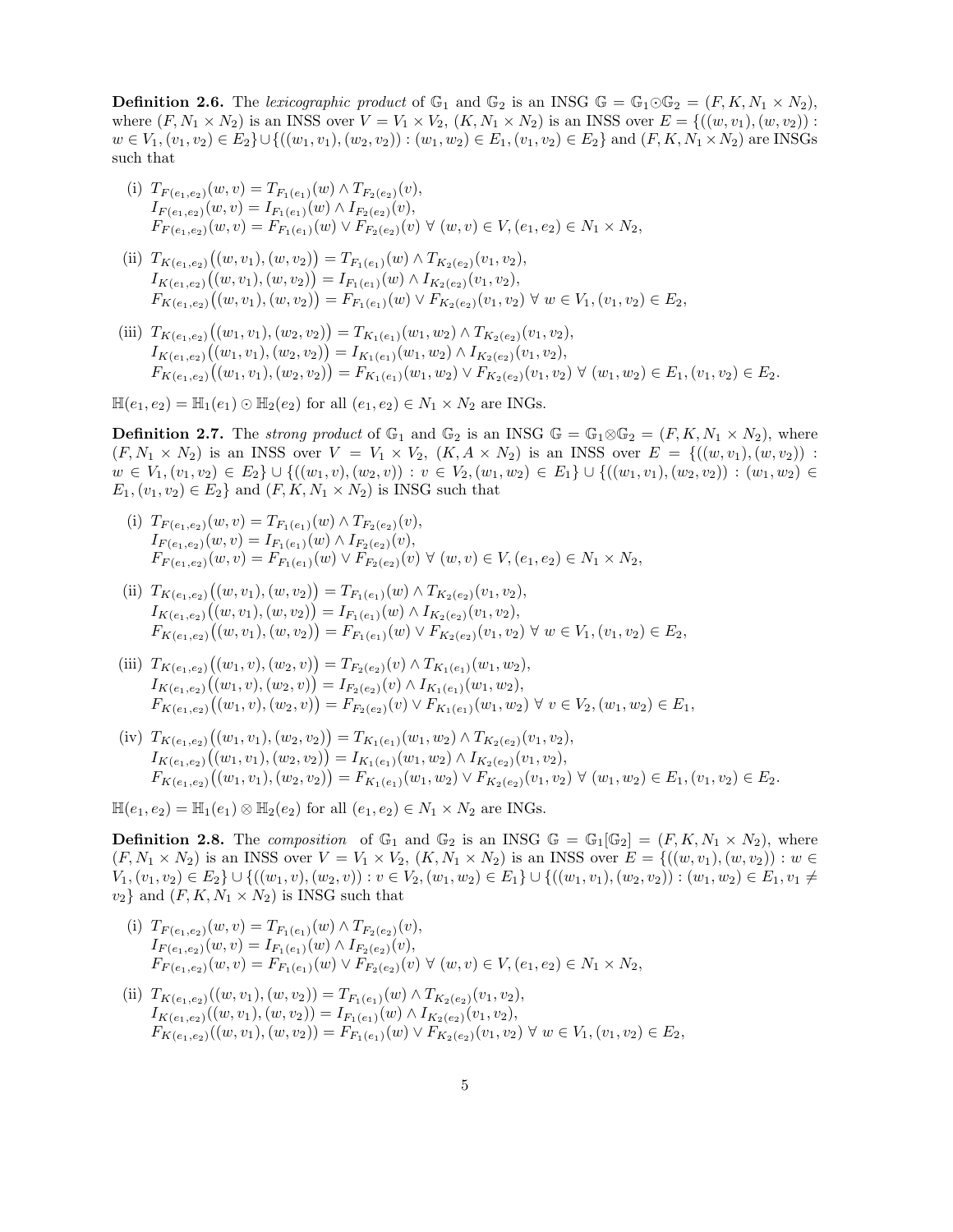**Definition 2.6.** The *lexicographic product* of $\mathbb{G}_1$ and $\mathbb{G}_2$ is an INSG $\mathbb{G} = \mathbb{G}_1 \odot \mathbb{G}_2 = (F, K, N_1 \times N_2)$, where $(F, N_1 \times N_2)$ is an INSS over $V = V_1 \times V_2$, $(K, N_1 \times N_2)$ is an INSS over $E = \{((w, v_1), (w, v_2)) : w \in V_1, (v_1, v_2) \in E_2\} \cup \{((w_1, v_1), (w_2, v_2)) : (w_1, w_2) \in E_1, (v_1, v_2) \in E_2\}$ and $(F, K, N_1 \times N_2)$ are INSGs such that

(i) $T_{F(e_1,e_2)}(w, v) = T_{F_1(e_1)}(w) \wedge T_{F_2(e_2)}(v)$,
$I_{F(e_1,e_2)}(w, v) = I_{F_1(e_1)}(w) \wedge I_{F_2(e_2)}(v)$,
$F_{F(e_1,e_2)}(w, v) = F_{F_1(e_1)}(w) \vee F_{F_2(e_2)}(v) \; \forall \; (w, v) \in V, (e_1, e_2) \in N_1 \times N_2$,

(ii) $T_{K(e_1,e_2)}\big((w, v_1), (w, v_2)\big) = T_{F_1(e_1)}(w) \wedge T_{K_2(e_2)}(v_1, v_2)$,
$I_{K(e_1,e_2)}\big((w, v_1), (w, v_2)\big) = I_{F_1(e_1)}(w) \wedge I_{K_2(e_2)}(v_1, v_2)$,
$F_{K(e_1,e_2)}\big((w, v_1), (w, v_2)\big) = F_{F_1(e_1)}(w) \vee F_{K_2(e_2)}(v_1, v_2) \; \forall \; w \in V_1, (v_1, v_2) \in E_2$,

(iii) $T_{K(e_1,e_2)}\big((w_1, v_1), (w_2, v_2)\big) = T_{K_1(e_1)}(w_1, w_2) \wedge T_{K_2(e_2)}(v_1, v_2)$,
$I_{K(e_1,e_2)}\big((w_1, v_1), (w_2, v_2)\big) = I_{K_1(e_1)}(w_1, w_2) \wedge I_{K_2(e_2)}(v_1, v_2)$,
$F_{K(e_1,e_2)}\big((w_1, v_1), (w_2, v_2)\big) = F_{K_1(e_1)}(w_1, w_2) \vee F_{K_2(e_2)}(v_1, v_2) \; \forall \; (w_1, w_2) \in E_1, (v_1, v_2) \in E_2$.

$\mathbb{H}(e_1, e_2) = \mathbb{H}_1(e_1) \odot \mathbb{H}_2(e_2)$ for all $(e_1, e_2) \in N_1 \times N_2$ are INGs.

**Definition 2.7.** The *strong product* of $\mathbb{G}_1$ and $\mathbb{G}_2$ is an INSG $\mathbb{G} = \mathbb{G}_1 \otimes \mathbb{G}_2 = (F, K, N_1 \times N_2)$, where $(F, N_1 \times N_2)$ is an INSS over $V = V_1 \times V_2$, $(K, A \times N_2)$ is an INSS over $E = \{((w, v_1), (w, v_2)) : w \in V_1, (v_1, v_2) \in E_2\} \cup \{((w_1, v), (w_2, v)) : v \in V_2, (w_1, w_2) \in E_1\} \cup \{((w_1, v_1), (w_2, v_2)) : (w_1, w_2) \in E_1, (v_1, v_2) \in E_2\}$ and $(F, K, N_1 \times N_2)$ is INSG such that

(i) $T_{F(e_1,e_2)}(w, v) = T_{F_1(e_1)}(w) \wedge T_{F_2(e_2)}(v)$,
$I_{F(e_1,e_2)}(w, v) = I_{F_1(e_1)}(w) \wedge I_{F_2(e_2)}(v)$,
$F_{F(e_1,e_2)}(w, v) = F_{F_1(e_1)}(w) \vee F_{F_2(e_2)}(v) \; \forall \; (w, v) \in V, (e_1, e_2) \in N_1 \times N_2$,

(ii) $T_{K(e_1,e_2)}\big((w, v_1), (w, v_2)\big) = T_{F_1(e_1)}(w) \wedge T_{K_2(e_2)}(v_1, v_2)$,
$I_{K(e_1,e_2)}\big((w, v_1), (w, v_2)\big) = I_{F_1(e_1)}(w) \wedge I_{K_2(e_2)}(v_1, v_2)$,
$F_{K(e_1,e_2)}\big((w, v_1), (w, v_2)\big) = F_{F_1(e_1)}(w) \vee F_{K_2(e_2)}(v_1, v_2) \; \forall \; w \in V_1, (v_1, v_2) \in E_2$,

(iii) $T_{K(e_1,e_2)}\big((w_1, v), (w_2, v)\big) = T_{F_2(e_2)}(v) \wedge T_{K_1(e_1)}(w_1, w_2)$,
$I_{K(e_1,e_2)}\big((w_1, v), (w_2, v)\big) = I_{F_2(e_2)}(v) \wedge I_{K_1(e_1)}(w_1, w_2)$,
$F_{K(e_1,e_2)}\big((w_1, v), (w_2, v)\big) = F_{F_2(e_2)}(v) \vee F_{K_1(e_1)}(w_1, w_2) \; \forall \; v \in V_2, (w_1, w_2) \in E_1$,

(iv) $T_{K(e_1,e_2)}\big((w_1, v_1), (w_2, v_2)\big) = T_{K_1(e_1)}(w_1, w_2) \wedge T_{K_2(e_2)}(v_1, v_2)$,
$I_{K(e_1,e_2)}\big((w_1, v_1), (w_2, v_2)\big) = I_{K_1(e_1)}(w_1, w_2) \wedge I_{K_2(e_2)}(v_1, v_2)$,
$F_{K(e_1,e_2)}\big((w_1, v_1), (w_2, v_2)\big) = F_{K_1(e_1)}(w_1, w_2) \vee F_{K_2(e_2)}(v_1, v_2) \; \forall \; (w_1, w_2) \in E_1, (v_1, v_2) \in E_2$.

$\mathbb{H}(e_1, e_2) = \mathbb{H}_1(e_1) \otimes \mathbb{H}_2(e_2)$ for all $(e_1, e_2) \in N_1 \times N_2$ are INGs.

**Definition 2.8.** The *composition* of $\mathbb{G}_1$ and $\mathbb{G}_2$ is an INSG $\mathbb{G} = \mathbb{G}_1[\mathbb{G}_2] = (F, K, N_1 \times N_2)$, where $(F, N_1 \times N_2)$ is an INSS over $V = V_1 \times V_2$, $(K, N_1 \times N_2)$ is an INSS over $E = \{((w, v_1), (w, v_2)) : w \in V_1, (v_1, v_2) \in E_2\} \cup \{((w_1, v), (w_2, v)) : v \in V_2, (w_1, w_2) \in E_1\} \cup \{((w_1, v_1), (w_2, v_2)) : (w_1, w_2) \in E_1, v_1 \neq v_2\}$ and $(F, K, N_1 \times N_2)$ is INSG such that

(i) $T_{F(e_1,e_2)}(w, v) = T_{F_1(e_1)}(w) \wedge T_{F_2(e_2)}(v)$,
$I_{F(e_1,e_2)}(w, v) = I_{F_1(e_1)}(w) \wedge I_{F_2(e_2)}(v)$,
$F_{F(e_1,e_2)}(w, v) = F_{F_1(e_1)}(w) \vee F_{F_2(e_2)}(v) \; \forall \; (w, v) \in V, (e_1, e_2) \in N_1 \times N_2$,

(ii) $T_{K(e_1,e_2)}((w, v_1), (w, v_2)) = T_{F_1(e_1)}(w) \wedge T_{K_2(e_2)}(v_1, v_2)$,
$I_{K(e_1,e_2)}((w, v_1), (w, v_2)) = I_{F_1(e_1)}(w) \wedge I_{K_2(e_2)}(v_1, v_2)$,
$F_{K(e_1,e_2)}((w, v_1), (w, v_2)) = F_{F_1(e_1)}(w) \vee F_{K_2(e_2)}(v_1, v_2) \; \forall \; w \in V_1, (v_1, v_2) \in E_2$,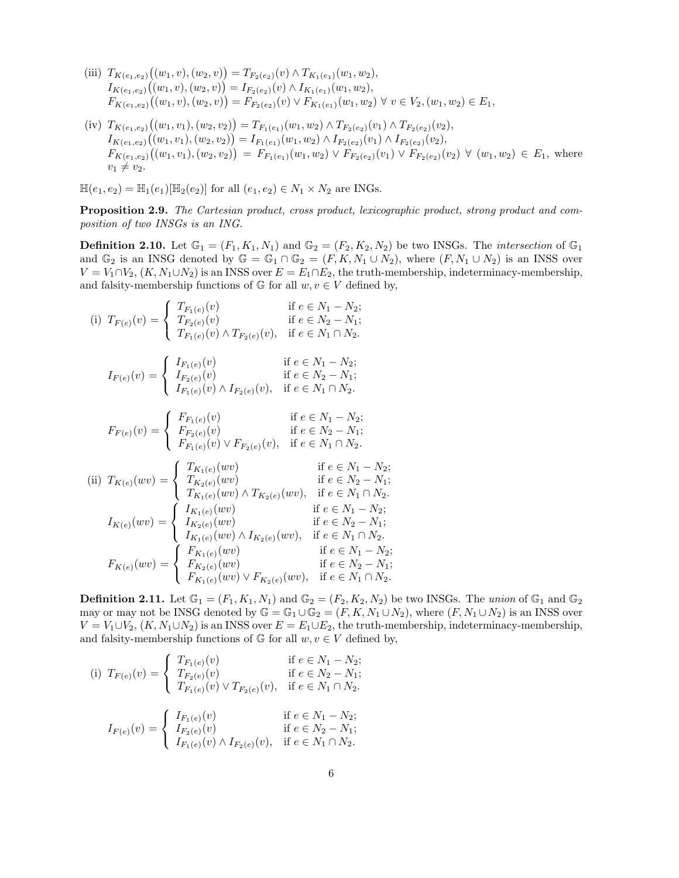(iii) $T_{K(e_1,e_2)}\big((w_1,v),(w_2,v)\big) = T_{F_2(e_2)}(v) \wedge T_{K_1(e_1)}(w_1,w_2)$,
$I_{K(e_1,e_2)}\big((w_1,v),(w_2,v)\big) = I_{F_2(e_2)}(v) \wedge I_{K_1(e_1)}(w_1,w_2)$,
$F_{K(e_1,e_2)}\big((w_1,v),(w_2,v)\big) = F_{F_2(e_2)}(v) \vee F_{K_1(e_1)}(w_1,w_2) \ \forall \ v \in V_2, (w_1,w_2) \in E_1$,

(iv) $T_{K(e_1,e_2)}\big((w_1,v_1),(w_2,v_2)\big) = T_{F_1(e_1)}(w_1,w_2) \wedge T_{F_2(e_2)}(v_1) \wedge T_{F_2(e_2)}(v_2)$,
$I_{K(e_1,e_2)}\big((w_1,v_1),(w_2,v_2)\big) = I_{F_1(e_1)}(w_1,w_2) \wedge I_{F_2(e_2)}(v_1) \wedge I_{F_2(e_2)}(v_2)$,
$F_{K(e_1,e_2)}\big((w_1,v_1),(w_2,v_2)\big) = F_{F_1(e_1)}(w_1,w_2) \vee F_{F_2(e_2)}(v_1) \vee F_{F_2(e_2)}(v_2) \ \forall \ (w_1,w_2) \in E_1$, where $v_1 \neq v_2$.

$\mathbb{H}(e_1,e_2) = \mathbb{H}_1(e_1)[\mathbb{H}_2(e_2)]$ for all $(e_1,e_2) \in N_1 \times N_2$ are INGs.

**Proposition 2.9.** *The Cartesian product, cross product, lexicographic product, strong product and composition of two INSGs is an ING.*

**Definition 2.10.** Let $\mathbb{G}_1 = (F_1, K_1, N_1)$ and $\mathbb{G}_2 = (F_2, K_2, N_2)$ be two INSGs. The *intersection* of $\mathbb{G}_1$ and $\mathbb{G}_2$ is an INSG denoted by $\mathbb{G} = \mathbb{G}_1 \cap \mathbb{G}_2 = (F, K, N_1 \cup N_2)$, where $(F, N_1 \cup N_2)$ is an INSS over $V = V_1 \cap V_2$, $(K, N_1 \cup N_2)$ is an INSS over $E = E_1 \cap E_2$, the truth-membership, indeterminacy-membership, and falsity-membership functions of $\mathbb{G}$ for all $w, v \in V$ defined by,

(i)
$$T_{F(e)}(v) = \begin{cases} T_{F_1(e)}(v) & \text{if } e \in N_1 - N_2; \\ T_{F_2(e)}(v) & \text{if } e \in N_2 - N_1; \\ T_{F_1(e)}(v) \wedge T_{F_2(e)}(v), & \text{if } e \in N_1 \cap N_2. \end{cases}$$

$$I_{F(e)}(v) = \begin{cases} I_{F_1(e)}(v) & \text{if } e \in N_1 - N_2; \\ I_{F_2(e)}(v) & \text{if } e \in N_2 - N_1; \\ I_{F_1(e)}(v) \wedge I_{F_2(e)}(v), & \text{if } e \in N_1 \cap N_2. \end{cases}$$

$$F_{F(e)}(v) = \begin{cases} F_{F_1(e)}(v) & \text{if } e \in N_1 - N_2; \\ F_{F_2(e)}(v) & \text{if } e \in N_2 - N_1; \\ F_{F_1(e)}(v) \vee F_{F_2(e)}(v), & \text{if } e \in N_1 \cap N_2. \end{cases}$$

(ii)
$$T_{K(e)}(wv) = \begin{cases} T_{K_1(e)}(wv) & \text{if } e \in N_1 - N_2; \\ T_{K_2(e)}(wv) & \text{if } e \in N_2 - N_1; \\ T_{K_1(e)}(wv) \wedge T_{K_2(e)}(wv), & \text{if } e \in N_1 \cap N_2. \end{cases}$$

$$I_{K(e)}(wv) = \begin{cases} I_{K_1(e)}(wv) & \text{if } e \in N_1 - N_2; \\ I_{K_2(e)}(wv) & \text{if } e \in N_2 - N_1; \\ I_{K_1(e)}(wv) \wedge I_{K_2(e)}(wv), & \text{if } e \in N_1 \cap N_2. \end{cases}$$

$$F_{K(e)}(wv) = \begin{cases} F_{K_1(e)}(wv) & \text{if } e \in N_1 - N_2; \\ F_{K_2(e)}(wv) & \text{if } e \in N_2 - N_1; \\ F_{K_1(e)}(wv) \vee F_{K_2(e)}(wv), & \text{if } e \in N_1 \cap N_2. \end{cases}$$

**Definition 2.11.** Let $\mathbb{G}_1 = (F_1, K_1, N_1)$ and $\mathbb{G}_2 = (F_2, K_2, N_2)$ be two INSGs. The *union* of $\mathbb{G}_1$ and $\mathbb{G}_2$ may or may not be INSG denoted by $\mathbb{G} = \mathbb{G}_1 \cup \mathbb{G}_2 = (F, K, N_1 \cup N_2)$, where $(F, N_1 \cup N_2)$ is an INSS over $V = V_1 \cup V_2$, $(K, N_1 \cup N_2)$ is an INSS over $E = E_1 \cup E_2$, the truth-membership, indeterminacy-membership, and falsity-membership functions of $\mathbb{G}$ for all $w, v \in V$ defined by,

(i)
$$T_{F(e)}(v) = \begin{cases} T_{F_1(e)}(v) & \text{if } e \in N_1 - N_2; \\ T_{F_2(e)}(v) & \text{if } e \in N_2 - N_1; \\ T_{F_1(e)}(v) \vee T_{F_2(e)}(v), & \text{if } e \in N_1 \cap N_2. \end{cases}$$

$$I_{F(e)}(v) = \begin{cases} I_{F_1(e)}(v) & \text{if } e \in N_1 - N_2; \\ I_{F_2(e)}(v) & \text{if } e \in N_2 - N_1; \\ I_{F_1(e)}(v) \wedge I_{F_2(e)}(v), & \text{if } e \in N_1 \cap N_2. \end{cases}$$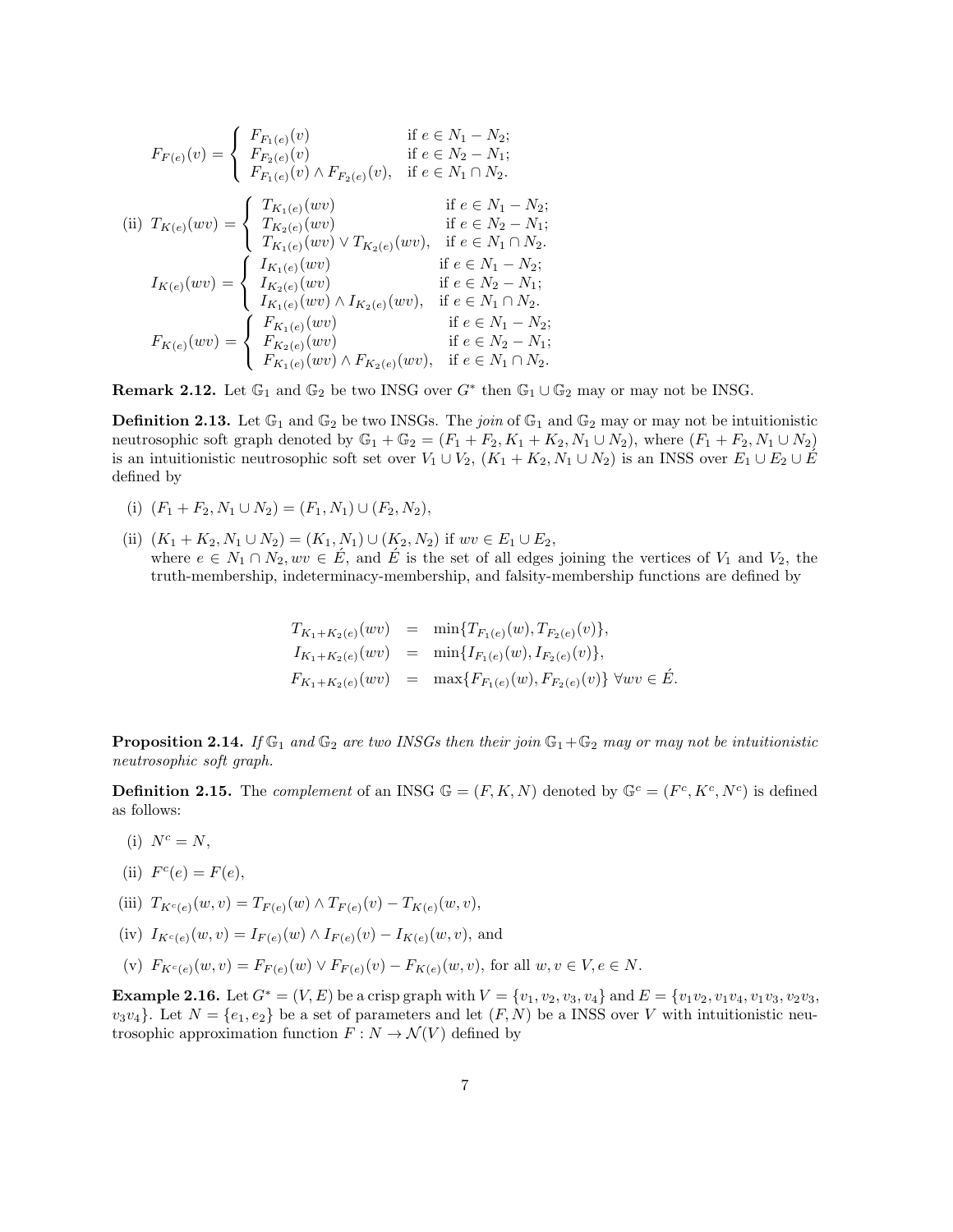$$F_{F(e)}(v) = \begin{cases} F_{F_1(e)}(v) & \text{if } e \in N_1 - N_2; \\ F_{F_2(e)}(v) & \text{if } e \in N_2 - N_1; \\ F_{F_1(e)}(v) \wedge F_{F_2(e)}(v), & \text{if } e \in N_1 \cap N_2. \end{cases}$$

(ii)
$$T_{K(e)}(wv) = \begin{cases} T_{K_1(e)}(wv) & \text{if } e \in N_1 - N_2; \\ T_{K_2(e)}(wv) & \text{if } e \in N_2 - N_1; \\ T_{K_1(e)}(wv) \vee T_{K_2(e)}(wv), & \text{if } e \in N_1 \cap N_2. \end{cases}$$

$$I_{K(e)}(wv) = \begin{cases} I_{K_1(e)}(wv) & \text{if } e \in N_1 - N_2; \\ I_{K_2(e)}(wv) & \text{if } e \in N_2 - N_1; \\ I_{K_1(e)}(wv) \wedge I_{K_2(e)}(wv), & \text{if } e \in N_1 \cap N_2. \end{cases}$$

$$F_{K(e)}(wv) = \begin{cases} F_{K_1(e)}(wv) & \text{if } e \in N_1 - N_2; \\ F_{K_2(e)}(wv) & \text{if } e \in N_2 - N_1; \\ F_{K_1(e)}(wv) \wedge F_{K_2(e)}(wv), & \text{if } e \in N_1 \cap N_2. \end{cases}$$

**Remark 2.12.** Let $\mathbb{G}_1$ and $\mathbb{G}_2$ be two INSG over $G^*$ then $\mathbb{G}_1 \cup \mathbb{G}_2$ may or may not be INSG.

**Definition 2.13.** Let $\mathbb{G}_1$ and $\mathbb{G}_2$ be two INSGs. The *join* of $\mathbb{G}_1$ and $\mathbb{G}_2$ may or may not be intuitionistic neutrosophic soft graph denoted by $\mathbb{G}_1 + \mathbb{G}_2 = (F_1 + F_2, K_1 + K_2, N_1 \cup N_2)$, where $(F_1 + F_2, N_1 \cup N_2)$ is an intuitionistic neutrosophic soft set over $V_1 \cup V_2$, $(K_1 + K_2, N_1 \cup N_2)$ is an INSS over $E_1 \cup E_2 \cup \acute{E}$ defined by

(i) $(F_1 + F_2, N_1 \cup N_2) = (F_1, N_1) \cup (F_2, N_2)$,

(ii) $(K_1 + K_2, N_1 \cup N_2) = (K_1, N_1) \cup (K_2, N_2)$ if $wv \in E_1 \cup E_2$,
where $e \in N_1 \cap N_2, wv \in \acute{E}$, and $\acute{E}$ is the set of all edges joining the vertices of $V_1$ and $V_2$, the truth-membership, indeterminacy-membership, and falsity-membership functions are defined by

$$\begin{aligned} T_{K_1+K_2(e)}(wv) &= \min\{T_{F_1(e)}(w), T_{F_2(e)}(v)\}, \\ I_{K_1+K_2(e)}(wv) &= \min\{I_{F_1(e)}(w), I_{F_2(e)}(v)\}, \\ F_{K_1+K_2(e)}(wv) &= \max\{F_{F_1(e)}(w), F_{F_2(e)}(v)\} \ \forall wv \in \acute{E}. \end{aligned}$$

**Proposition 2.14.** *If $\mathbb{G}_1$ and $\mathbb{G}_2$ are two INSGs then their join $\mathbb{G}_1 + \mathbb{G}_2$ may or may not be intuitionistic neutrosophic soft graph.*

**Definition 2.15.** The *complement* of an INSG $\mathbb{G} = (F, K, N)$ denoted by $\mathbb{G}^c = (F^c, K^c, N^c)$ is defined as follows:

(i) $N^c = N$,

(ii) $F^c(e) = F(e)$,

(iii) $T_{K^c(e)}(w, v) = T_{F(e)}(w) \wedge T_{F(e)}(v) - T_{K(e)}(w, v)$,

(iv) $I_{K^c(e)}(w, v) = I_{F(e)}(w) \wedge I_{F(e)}(v) - I_{K(e)}(w, v)$, and

(v) $F_{K^c(e)}(w, v) = F_{F(e)}(w) \vee F_{F(e)}(v) - F_{K(e)}(w, v)$, for all $w, v \in V, e \in N$.

**Example 2.16.** Let $G^* = (V, E)$ be a crisp graph with $V = \{v_1, v_2, v_3, v_4\}$ and $E = \{v_1v_2, v_1v_4, v_1v_3, v_2v_3, v_3v_4\}$. Let $N = \{e_1, e_2\}$ be a set of parameters and let $(F, N)$ be a INSS over $V$ with intuitionistic neutrosophic approximation function $F : N \to \mathcal{N}(V)$ defined by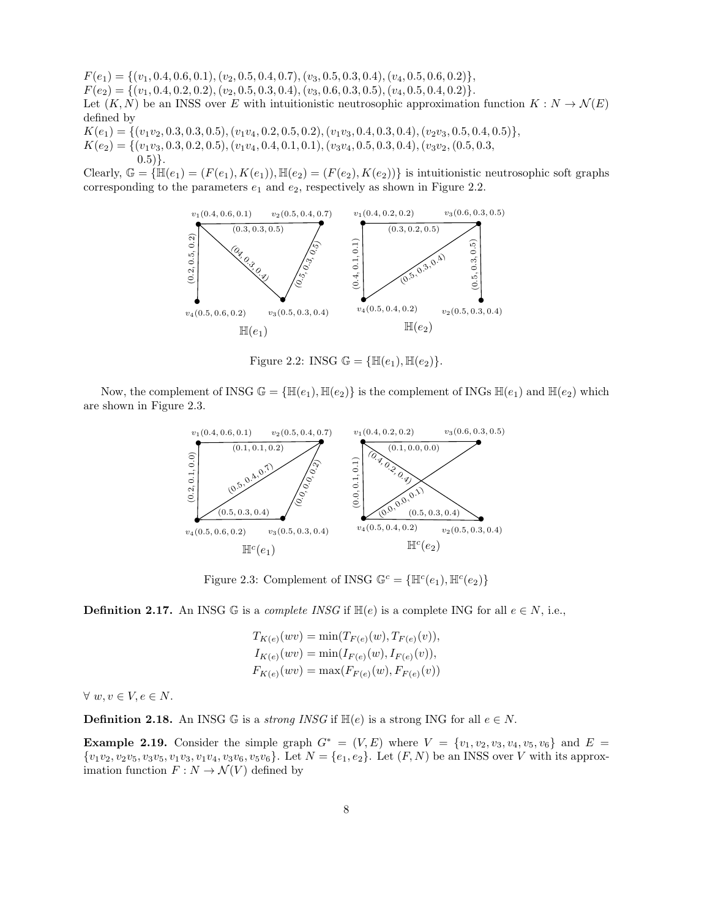$F(e_1) = \{(v_1, 0.4, 0.6, 0.1), (v_2, 0.5, 0.4, 0.7), (v_3, 0.5, 0.3, 0.4), (v_4, 0.5, 0.6, 0.2)\}$,
$F(e_2) = \{(v_1, 0.4, 0.2, 0.2), (v_2, 0.5, 0.3, 0.4), (v_3, 0.6, 0.3, 0.5), (v_4, 0.5, 0.4, 0.2)\}$.
Let $(K, N)$ be an INSS over $E$ with intuitionistic neutrosophic approximation function $K : N \to \mathcal{N}(E)$ defined by
$K(e_1) = \{(v_1v_2, 0.3, 0.3, 0.5), (v_1v_4, 0.2, 0.5, 0.2), (v_1v_3, 0.4, 0.3, 0.4), (v_2v_3, 0.5, 0.4, 0.5)\}$,
$K(e_2) = \{(v_1v_3, 0.3, 0.2, 0.5), (v_1v_4, 0.4, 0.1, 0.1), (v_3v_4, 0.5, 0.3, 0.4), (v_3v_2, (0.5, 0.3, 0.5)\}$.
Clearly, $\mathbb{G} = \{\mathbb{H}(e_1) = (F(e_1), K(e_1)), \mathbb{H}(e_2) = (F(e_2), K(e_2))\}$ is intuitionistic neutrosophic soft graphs corresponding to the parameters $e_1$ and $e_2$, respectively as shown in Figure 2.2.

Figure 2.2: INSG $\mathbb{G} = \{\mathbb{H}(e_1), \mathbb{H}(e_2)\}$.

Now, the complement of INSG $\mathbb{G} = \{\mathbb{H}(e_1), \mathbb{H}(e_2)\}$ is the complement of INGs $\mathbb{H}(e_1)$ and $\mathbb{H}(e_2)$ which are shown in Figure 2.3.

Figure 2.3: Complement of INSG $\mathbb{G}^c = \{\mathbb{H}^c(e_1), \mathbb{H}^c(e_2)\}$

**Definition 2.17.** An INSG $\mathbb{G}$ is a *complete INSG* if $\mathbb{H}(e)$ is a complete ING for all $e \in N$, i.e.,

$$T_{K(e)}(wv) = \min(T_{F(e)}(w), T_{F(e)}(v)),$$
$$I_{K(e)}(wv) = \min(I_{F(e)}(w), I_{F(e)}(v)),$$
$$F_{K(e)}(wv) = \max(F_{F(e)}(w), F_{F(e)}(v))$$

$\forall\ w, v \in V, e \in N$.

**Definition 2.18.** An INSG $\mathbb{G}$ is a *strong INSG* if $\mathbb{H}(e)$ is a strong ING for all $e \in N$.

**Example 2.19.** Consider the simple graph $G^* = (V, E)$ where $V = \{v_1, v_2, v_3, v_4, v_5, v_6\}$ and $E = \{v_1v_2, v_2v_5, v_3v_5, v_1v_3, v_1v_4, v_3v_6, v_5v_6\}$. Let $N = \{e_1, e_2\}$. Let $(F, N)$ be an INSS over $V$ with its approximation function $F : N \to \mathcal{N}(V)$ defined by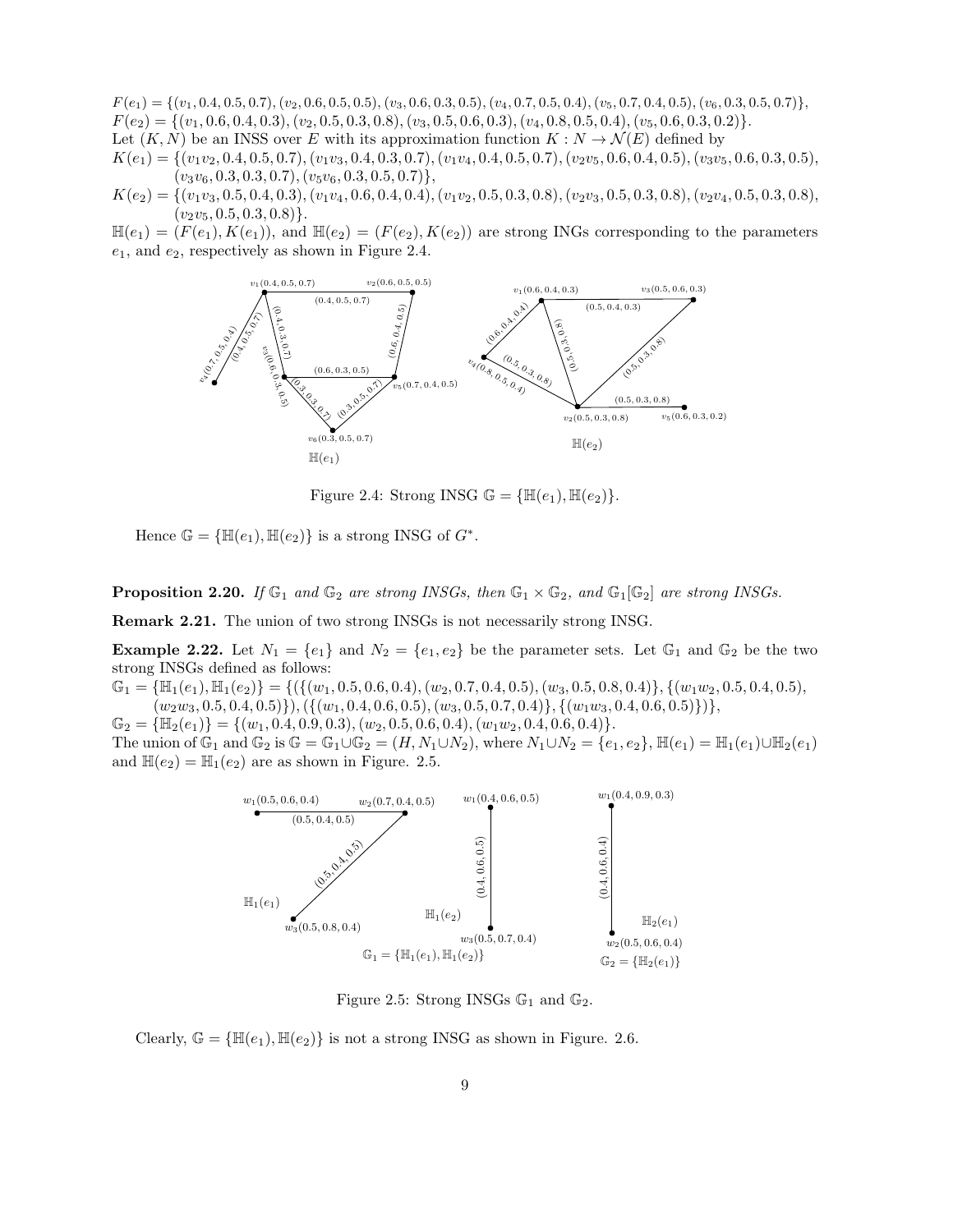$F(e_1) = \{(v_1, 0.4, 0.5, 0.7), (v_2, 0.6, 0.5, 0.5), (v_3, 0.6, 0.3, 0.5), (v_4, 0.7, 0.5, 0.4), (v_5, 0.7, 0.4, 0.5), (v_6, 0.3, 0.5, 0.7)\}$,
$F(e_2) = \{(v_1, 0.6, 0.4, 0.3), (v_2, 0.5, 0.3, 0.8), (v_3, 0.5, 0.6, 0.3), (v_4, 0.8, 0.5, 0.4), (v_5, 0.6, 0.3, 0.2)\}$.
Let $(K, N)$ be an INSS over $E$ with its approximation function $K : N \rightarrow \mathcal{N}(E)$ defined by
$K(e_1) = \{(v_1v_2, 0.4, 0.5, 0.7), (v_1v_3, 0.4, 0.3, 0.7), (v_1v_4, 0.4, 0.5, 0.7), (v_2v_5, 0.6, 0.4, 0.5), (v_3v_5, 0.6, 0.3, 0.5), (v_3v_6, 0.3, 0.3, 0.7), (v_5v_6, 0.3, 0.5, 0.7)\}$,
$K(e_2) = \{(v_1v_3, 0.5, 0.4, 0.3), (v_1v_4, 0.6, 0.4, 0.4), (v_1v_2, 0.5, 0.3, 0.8), (v_2v_3, 0.5, 0.3, 0.8), (v_2v_4, 0.5, 0.3, 0.8), (v_2v_5, 0.5, 0.3, 0.8)\}$.
$\mathbb{H}(e_1) = (F(e_1), K(e_1))$, and $\mathbb{H}(e_2) = (F(e_2), K(e_2))$ are strong INGs corresponding to the parameters $e_1$, and $e_2$, respectively as shown in Figure 2.4.

Figure 2.4: Strong INSG $\mathbb{G} = \{\mathbb{H}(e_1), \mathbb{H}(e_2)\}$.

Hence $\mathbb{G} = \{\mathbb{H}(e_1), \mathbb{H}(e_2)\}$ is a strong INSG of $G^*$.

**Proposition 2.20.** *If $\mathbb{G}_1$ and $\mathbb{G}_2$ are strong INSGs, then $\mathbb{G}_1 \times \mathbb{G}_2$, and $\mathbb{G}_1[\mathbb{G}_2]$ are strong INSGs.*

**Remark 2.21.** The union of two strong INSGs is not necessarily strong INSG.

**Example 2.22.** Let $N_1 = \{e_1\}$ and $N_2 = \{e_1, e_2\}$ be the parameter sets. Let $\mathbb{G}_1$ and $\mathbb{G}_2$ be the two strong INSGs defined as follows:
$\mathbb{G}_1 = \{\mathbb{H}_1(e_1), \mathbb{H}_1(e_2)\} = \{(\{(w_1, 0.5, 0.6, 0.4), (w_2, 0.7, 0.4, 0.5), (w_3, 0.5, 0.8, 0.4)\}, \{(w_1w_2, 0.5, 0.4, 0.5), (w_2w_3, 0.5, 0.4, 0.5)\}), (\{(w_1, 0.4, 0.6, 0.5), (w_3, 0.5, 0.7, 0.4)\}, \{(w_1w_3, 0.4, 0.6, 0.5)\})\}$,
$\mathbb{G}_2 = \{\mathbb{H}_2(e_1)\} = \{(w_1, 0.4, 0.9, 0.3), (w_2, 0.5, 0.6, 0.4), (w_1w_2, 0.4, 0.6, 0.4)\}$.
The union of $\mathbb{G}_1$ and $\mathbb{G}_2$ is $\mathbb{G} = \mathbb{G}_1 \cup \mathbb{G}_2 = (H, N_1 \cup N_2)$, where $N_1 \cup N_2 = \{e_1, e_2\}$, $\mathbb{H}(e_1) = \mathbb{H}_1(e_1) \cup \mathbb{H}_2(e_1)$ and $\mathbb{H}(e_2) = \mathbb{H}_1(e_2)$ are as shown in Figure. 2.5.

Figure 2.5: Strong INSGs $\mathbb{G}_1$ and $\mathbb{G}_2$.

Clearly, $\mathbb{G} = \{\mathbb{H}(e_1), \mathbb{H}(e_2)\}$ is not a strong INSG as shown in Figure. 2.6.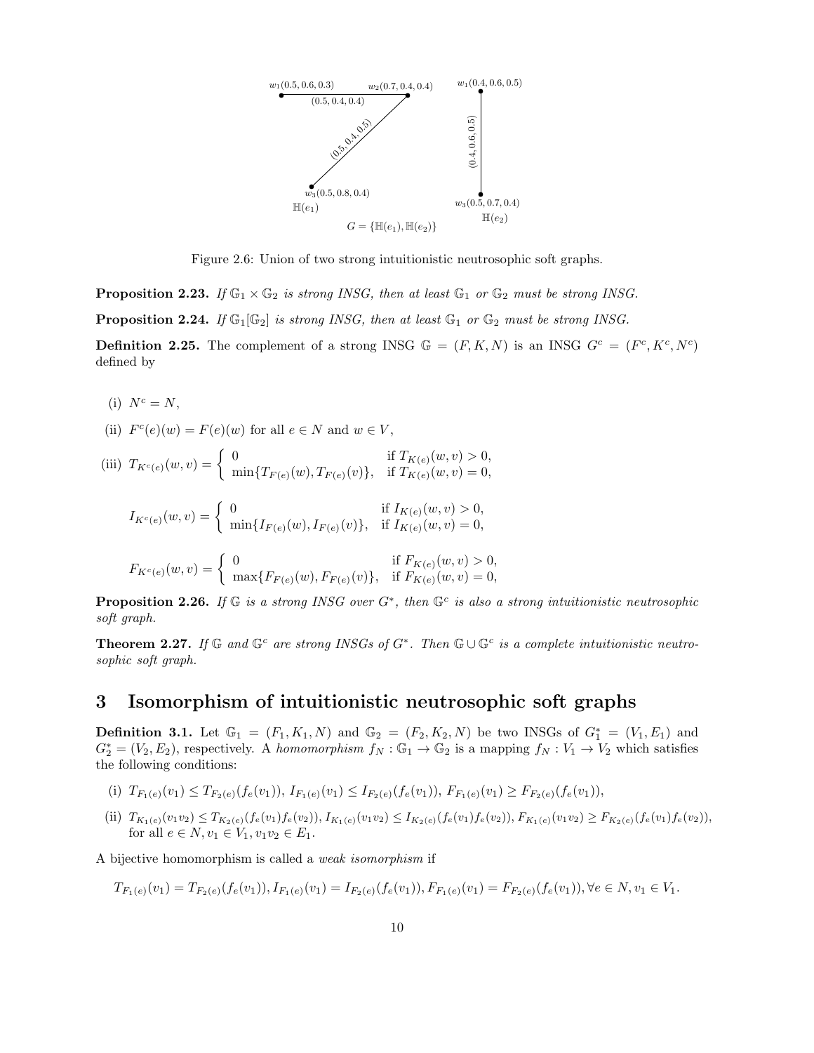Figure 2.6: Union of two strong intuitionistic neutrosophic soft graphs.

**Proposition 2.23.** *If $\mathbb{G}_1 \times \mathbb{G}_2$ is strong INSG, then at least $\mathbb{G}_1$ or $\mathbb{G}_2$ must be strong INSG.*

**Proposition 2.24.** *If $\mathbb{G}_1[\mathbb{G}_2]$ is strong INSG, then at least $\mathbb{G}_1$ or $\mathbb{G}_2$ must be strong INSG.*

**Definition 2.25.** The complement of a strong INSG $\mathbb{G} = (F, K, N)$ is an INSG $G^c = (F^c, K^c, N^c)$ defined by

(i) $N^c = N$,

(ii) $F^c(e)(w) = F(e)(w)$ for all $e \in N$ and $w \in V$,

(iii) $T_{K^c(e)}(w, v) = \begin{cases} 0 & \text{if } T_{K(e)}(w, v) > 0, \\ \min\{T_{F(e)}(w), T_{F(e)}(v)\}, & \text{if } T_{K(e)}(w, v) = 0, \end{cases}$

$$I_{K^c(e)}(w, v) = \begin{cases} 0 & \text{if } I_{K(e)}(w, v) > 0, \\ \min\{I_{F(e)}(w), I_{F(e)}(v)\}, & \text{if } I_{K(e)}(w, v) = 0, \end{cases}$$

$$F_{K^c(e)}(w, v) = \begin{cases} 0 & \text{if } F_{K(e)}(w, v) > 0, \\ \max\{F_{F(e)}(w), F_{F(e)}(v)\}, & \text{if } F_{K(e)}(w, v) = 0, \end{cases}$$

**Proposition 2.26.** *If $\mathbb{G}$ is a strong INSG over $G^*$, then $\mathbb{G}^c$ is also a strong intuitionistic neutrosophic soft graph.*

**Theorem 2.27.** *If $\mathbb{G}$ and $\mathbb{G}^c$ are strong INSGs of $G^*$. Then $\mathbb{G} \cup \mathbb{G}^c$ is a complete intuitionistic neutrosophic soft graph.*

## 3 Isomorphism of intuitionistic neutrosophic soft graphs

**Definition 3.1.** Let $\mathbb{G}_1 = (F_1, K_1, N)$ and $\mathbb{G}_2 = (F_2, K_2, N)$ be two INSGs of $G_1^* = (V_1, E_1)$ and $G_2^* = (V_2, E_2)$, respectively. A *homomorphism* $f_N : \mathbb{G}_1 \to \mathbb{G}_2$ is a mapping $f_N : V_1 \to V_2$ which satisfies the following conditions:

(i) $T_{F_1(e)}(v_1) \leq T_{F_2(e)}(f_e(v_1))$, $I_{F_1(e)}(v_1) \leq I_{F_2(e)}(f_e(v_1))$, $F_{F_1(e)}(v_1) \geq F_{F_2(e)}(f_e(v_1))$,

(ii) $T_{K_1(e)}(v_1v_2) \leq T_{K_2(e)}(f_e(v_1)f_e(v_2))$, $I_{K_1(e)}(v_1v_2) \leq I_{K_2(e)}(f_e(v_1)f_e(v_2))$, $F_{K_1(e)}(v_1v_2) \geq F_{K_2(e)}(f_e(v_1)f_e(v_2))$, for all $e \in N, v_1 \in V_1, v_1v_2 \in E_1$.

A bijective homomorphism is called a *weak isomorphism* if

$$T_{F_1(e)}(v_1) = T_{F_2(e)}(f_e(v_1)), I_{F_1(e)}(v_1) = I_{F_2(e)}(f_e(v_1)), F_{F_1(e)}(v_1) = F_{F_2(e)}(f_e(v_1)), \forall e \in N, v_1 \in V_1.$$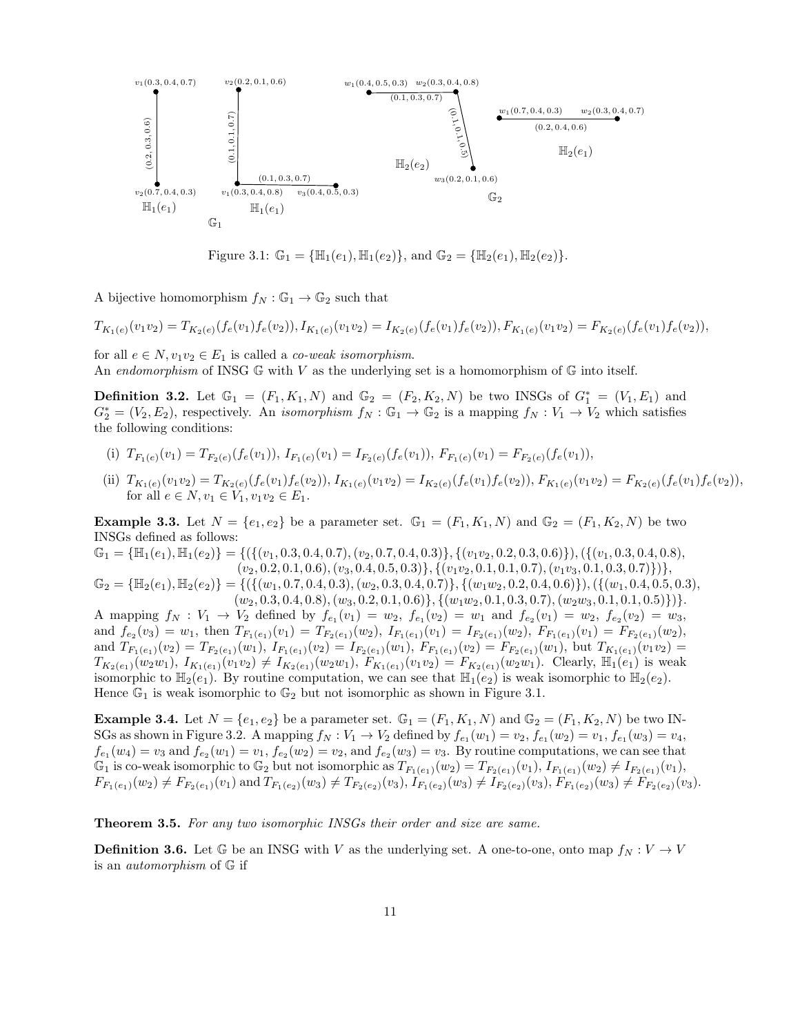Figure 3.1: $\mathbb{G}_1 = \{\mathbb{H}_1(e_1), \mathbb{H}_1(e_2)\}$, and $\mathbb{G}_2 = \{\mathbb{H}_2(e_1), \mathbb{H}_2(e_2)\}$.

A bijective homomorphism $f_N : \mathbb{G}_1 \to \mathbb{G}_2$ such that

$$T_{K_1(e)}(v_1v_2) = T_{K_2(e)}(f_e(v_1)f_e(v_2)), I_{K_1(e)}(v_1v_2) = I_{K_2(e)}(f_e(v_1)f_e(v_2)), F_{K_1(e)}(v_1v_2) = F_{K_2(e)}(f_e(v_1)f_e(v_2)),$$

for all $e \in N, v_1v_2 \in E_1$ is called a *co-weak isomorphism*.
An *endomorphism* of INSG $\mathbb{G}$ with $V$ as the underlying set is a homomorphism of $\mathbb{G}$ into itself.

**Definition 3.2.** Let $\mathbb{G}_1 = (F_1, K_1, N)$ and $\mathbb{G}_2 = (F_2, K_2, N)$ be two INSGs of $G_1^* = (V_1, E_1)$ and $G_2^* = (V_2, E_2)$, respectively. An *isomorphism* $f_N : \mathbb{G}_1 \to \mathbb{G}_2$ is a mapping $f_N : V_1 \to V_2$ which satisfies the following conditions:

(i) $T_{F_1(e)}(v_1) = T_{F_2(e)}(f_e(v_1)),\ I_{F_1(e)}(v_1) = I_{F_2(e)}(f_e(v_1)),\ F_{F_1(e)}(v_1) = F_{F_2(e)}(f_e(v_1))$,

(ii) $T_{K_1(e)}(v_1v_2) = T_{K_2(e)}(f_e(v_1)f_e(v_2)), I_{K_1(e)}(v_1v_2) = I_{K_2(e)}(f_e(v_1)f_e(v_2)), F_{K_1(e)}(v_1v_2) = F_{K_2(e)}(f_e(v_1)f_e(v_2))$, for all $e \in N, v_1 \in V_1, v_1v_2 \in E_1$.

**Example 3.3.** Let $N = \{e_1, e_2\}$ be a parameter set. $\mathbb{G}_1 = (F_1, K_1, N)$ and $\mathbb{G}_2 = (F_1, K_2, N)$ be two INSGs defined as follows:
$\mathbb{G}_1 = \{\mathbb{H}_1(e_1), \mathbb{H}_1(e_2)\} = \{(\{(v_1, 0.3, 0.4, 0.7), (v_2, 0.7, 0.4, 0.3)\}, \{(v_1v_2, 0.2, 0.3, 0.6)\}), (\{(v_1, 0.3, 0.4, 0.8), (v_2, 0.2, 0.1, 0.6), (v_3, 0.4, 0.5, 0.3)\}, \{(v_1v_2, 0.1, 0.1, 0.7), (v_1v_3, 0.1, 0.3, 0.7)\})\}$,
$\mathbb{G}_2 = \{\mathbb{H}_2(e_1), \mathbb{H}_2(e_2)\} = \{(\{(w_1, 0.7, 0.4, 0.3), (w_2, 0.3, 0.4, 0.7)\}, \{(w_1w_2, 0.2, 0.4, 0.6)\}), (\{(w_1, 0.4, 0.5, 0.3), (w_2, 0.3, 0.4, 0.8), (w_3, 0.2, 0.1, 0.6)\}, \{(w_1w_2, 0.1, 0.3, 0.7), (w_2w_3, 0.1, 0.1, 0.5)\})\}$.
A mapping $f_N : V_1 \to V_2$ defined by $f_{e_1}(v_1) = w_2$, $f_{e_1}(v_2) = w_1$ and $f_{e_2}(v_1) = w_2$, $f_{e_2}(v_2) = w_3$, and $f_{e_2}(v_3) = w_1$, then $T_{F_1(e_1)}(v_1) = T_{F_2(e_1)}(w_2)$, $I_{F_1(e_1)}(v_1) = I_{F_2(e_1)}(w_2)$, $F_{F_1(e_1)}(v_1) = F_{F_2(e_1)}(w_2)$, and $T_{F_1(e_1)}(v_2) = T_{F_2(e_1)}(w_1)$, $I_{F_1(e_1)}(v_2) = I_{F_2(e_1)}(w_1)$, $F_{F_1(e_1)}(v_2) = F_{F_2(e_1)}(w_1)$, but $T_{K_1(e_1)}(v_1v_2) = T_{K_2(e_1)}(w_2w_1)$, $I_{K_1(e_1)}(v_1v_2) \neq I_{K_2(e_1)}(w_2w_1)$, $F_{K_1(e_1)}(v_1v_2) = F_{K_2(e_1)}(w_2w_1)$. Clearly, $\mathbb{H}_1(e_1)$ is weak isomorphic to $\mathbb{H}_2(e_1)$. By routine computation, we can see that $\mathbb{H}_1(e_2)$ is weak isomorphic to $\mathbb{H}_2(e_2)$. Hence $\mathbb{G}_1$ is weak isomorphic to $\mathbb{G}_2$ but not isomorphic as shown in Figure 3.1.

**Example 3.4.** Let $N = \{e_1, e_2\}$ be a parameter set. $\mathbb{G}_1 = (F_1, K_1, N)$ and $\mathbb{G}_2 = (F_1, K_2, N)$ be two INSGs as shown in Figure 3.2. A mapping $f_N : V_1 \to V_2$ defined by $f_{e_1}(w_1) = v_2$, $f_{e_1}(w_2) = v_1$, $f_{e_1}(w_3) = v_4$, $f_{e_1}(w_4) = v_3$ and $f_{e_2}(w_1) = v_1$, $f_{e_2}(w_2) = v_2$, and $f_{e_2}(w_3) = v_3$. By routine computations, we can see that $\mathbb{G}_1$ is co-weak isomorphic to $\mathbb{G}_2$ but not isomorphic as $T_{F_1(e_1)}(w_2) = T_{F_2(e_1)}(v_1)$, $I_{F_1(e_1)}(w_2) \neq I_{F_2(e_1)}(v_1)$, $F_{F_1(e_1)}(w_2) \neq F_{F_2(e_1)}(v_1)$ and $T_{F_1(e_2)}(w_3) \neq T_{F_2(e_2)}(v_3)$, $I_{F_1(e_2)}(w_3) \neq I_{F_2(e_2)}(v_3)$, $F_{F_1(e_2)}(w_3) \neq F_{F_2(e_2)}(v_3)$.

**Theorem 3.5.** *For any two isomorphic INSGs their order and size are same.*

**Definition 3.6.** Let $\mathbb{G}$ be an INSG with $V$ as the underlying set. A one-to-one, onto map $f_N : V \to V$ is an *automorphism* of $\mathbb{G}$ if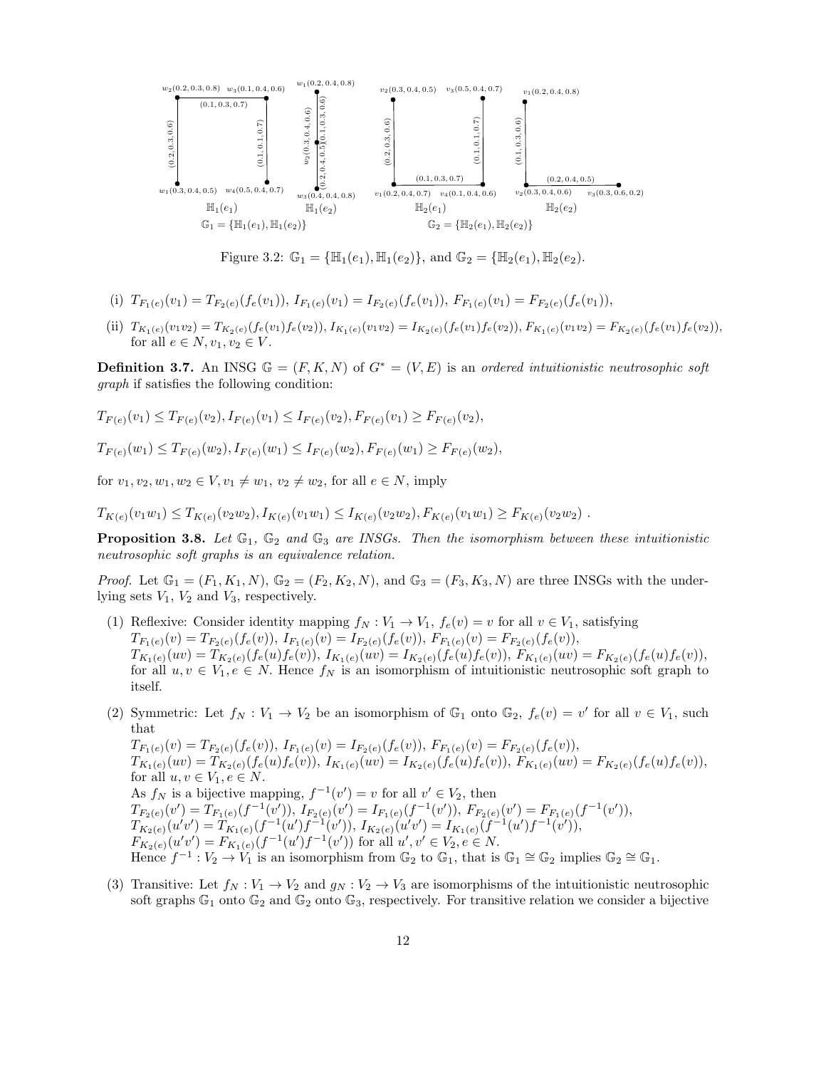Figure 3.2: $\mathbb{G}_1 = \{\mathbb{H}_1(e_1), \mathbb{H}_1(e_2)\}$, and $\mathbb{G}_2 = \{\mathbb{H}_2(e_1), \mathbb{H}_2(e_2)$.

(i) $T_{F_1(e)}(v_1) = T_{F_2(e)}(f_e(v_1))$, $I_{F_1(e)}(v_1) = I_{F_2(e)}(f_e(v_1))$, $F_{F_1(e)}(v_1) = F_{F_2(e)}(f_e(v_1))$,

(ii) $T_{K_1(e)}(v_1v_2) = T_{K_2(e)}(f_e(v_1)f_e(v_2))$, $I_{K_1(e)}(v_1v_2) = I_{K_2(e)}(f_e(v_1)f_e(v_2))$, $F_{K_1(e)}(v_1v_2) = F_{K_2(e)}(f_e(v_1)f_e(v_2))$, for all $e \in N, v_1, v_2 \in V$.

**Definition 3.7.** An INSG $\mathbb{G} = (F, K, N)$ of $G^* = (V, E)$ is an *ordered intuitionistic neutrosophic soft graph* if satisfies the following condition:

$T_{F(e)}(v_1) \leq T_{F(e)}(v_2), I_{F(e)}(v_1) \leq I_{F(e)}(v_2), F_{F(e)}(v_1) \geq F_{F(e)}(v_2),$

$T_{F(e)}(w_1) \leq T_{F(e)}(w_2), I_{F(e)}(w_1) \leq I_{F(e)}(w_2), F_{F(e)}(w_1) \geq F_{F(e)}(w_2),$

for $v_1, v_2, w_1, w_2 \in V, v_1 \neq w_1, v_2 \neq w_2$, for all $e \in N$, imply

$T_{K(e)}(v_1w_1) \leq T_{K(e)}(v_2w_2), I_{K(e)}(v_1w_1) \leq I_{K(e)}(v_2w_2), F_{K(e)}(v_1w_1) \geq F_{K(e)}(v_2w_2)$ .

**Proposition 3.8.** *Let $\mathbb{G}_1$, $\mathbb{G}_2$ and $\mathbb{G}_3$ are INSGs. Then the isomorphism between these intuitionistic neutrosophic soft graphs is an equivalence relation.*

*Proof.* Let $\mathbb{G}_1 = (F_1, K_1, N)$, $\mathbb{G}_2 = (F_2, K_2, N)$, and $\mathbb{G}_3 = (F_3, K_3, N)$ are three INSGs with the underlying sets $V_1$, $V_2$ and $V_3$, respectively.

(1) Reflexive: Consider identity mapping $f_N : V_1 \to V_1$, $f_e(v) = v$ for all $v \in V_1$, satisfying $T_{F_1(e)}(v) = T_{F_2(e)}(f_e(v))$, $I_{F_1(e)}(v) = I_{F_2(e)}(f_e(v))$, $F_{F_1(e)}(v) = F_{F_2(e)}(f_e(v))$, $T_{K_1(e)}(uv) = T_{K_2(e)}(f_e(u)f_e(v))$, $I_{K_1(e)}(uv) = I_{K_2(e)}(f_e(u)f_e(v))$, $F_{K_1(e)}(uv) = F_{K_2(e)}(f_e(u)f_e(v))$, for all $u, v \in V_1, e \in N$. Hence $f_N$ is an isomorphism of intuitionistic neutrosophic soft graph to itself.

(2) Symmetric: Let $f_N : V_1 \to V_2$ be an isomorphism of $\mathbb{G}_1$ onto $\mathbb{G}_2$, $f_e(v) = v'$ for all $v \in V_1$, such that
$T_{F_1(e)}(v) = T_{F_2(e)}(f_e(v))$, $I_{F_1(e)}(v) = I_{F_2(e)}(f_e(v))$, $F_{F_1(e)}(v) = F_{F_2(e)}(f_e(v))$,
$T_{K_1(e)}(uv) = T_{K_2(e)}(f_e(u)f_e(v))$, $I_{K_1(e)}(uv) = I_{K_2(e)}(f_e(u)f_e(v))$, $F_{K_1(e)}(uv) = F_{K_2(e)}(f_e(u)f_e(v))$, for all $u, v \in V_1, e \in N$.
As $f_N$ is a bijective mapping, $f^{-1}(v') = v$ for all $v' \in V_2$, then
$T_{F_2(e)}(v') = T_{F_1(e)}(f^{-1}(v'))$, $I_{F_2(e)}(v') = I_{F_1(e)}(f^{-1}(v'))$, $F_{F_2(e)}(v') = F_{F_1(e)}(f^{-1}(v'))$,
$T_{K_2(e)}(u'v') = T_{K_1(e)}(f^{-1}(u')f^{-1}(v'))$, $I_{K_2(e)}(u'v') = I_{K_1(e)}(f^{-1}(u')f^{-1}(v'))$,
$F_{K_2(e)}(u'v') = F_{K_1(e)}(f^{-1}(u')f^{-1}(v'))$ for all $u', v' \in V_2, e \in N$.
Hence $f^{-1} : V_2 \to V_1$ is an isomorphism from $\mathbb{G}_2$ to $\mathbb{G}_1$, that is $\mathbb{G}_1 \cong \mathbb{G}_2$ implies $\mathbb{G}_2 \cong \mathbb{G}_1$.

(3) Transitive: Let $f_N : V_1 \to V_2$ and $g_N : V_2 \to V_3$ are isomorphisms of the intuitionistic neutrosophic soft graphs $\mathbb{G}_1$ onto $\mathbb{G}_2$ and $\mathbb{G}_2$ onto $\mathbb{G}_3$, respectively. For transitive relation we consider a bijective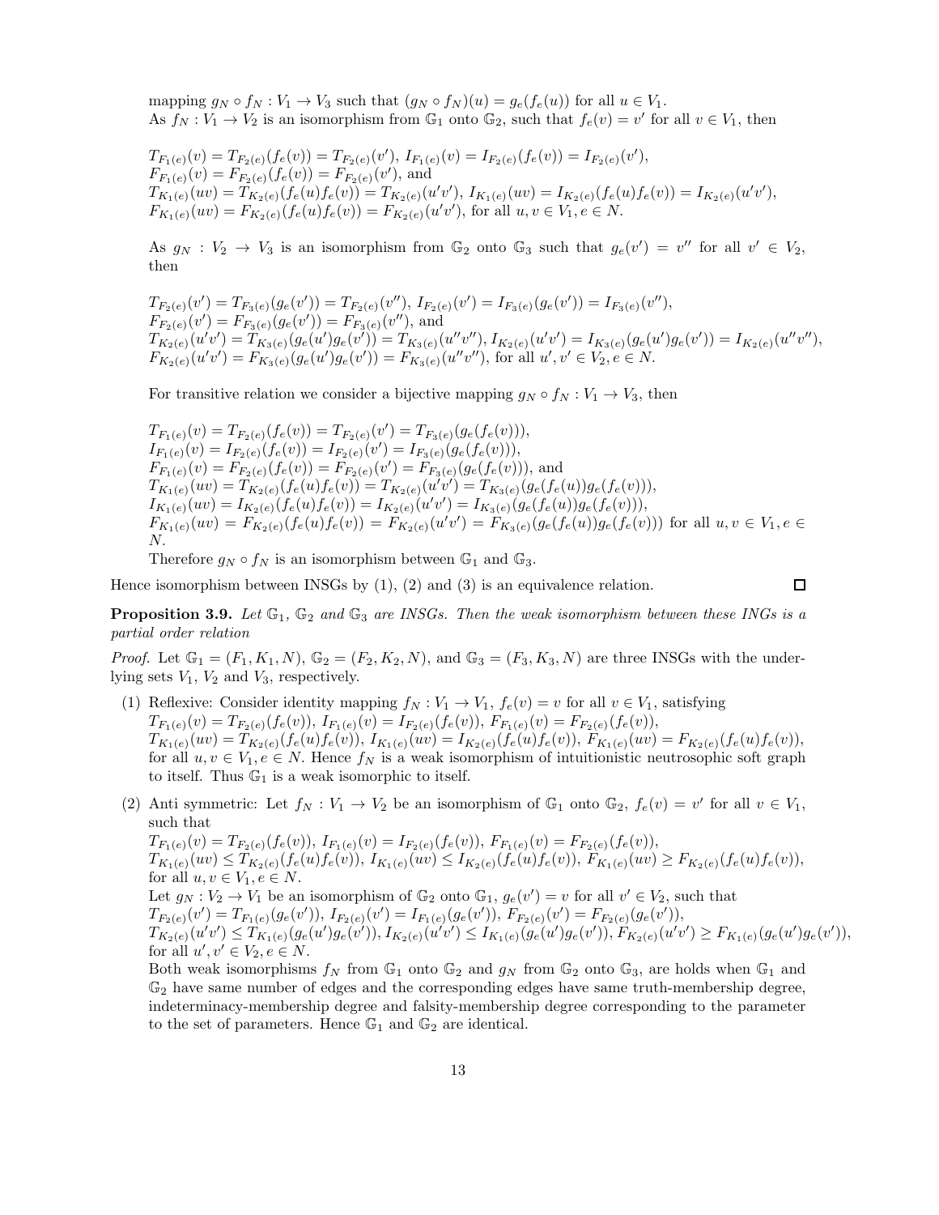mapping $g_N \circ f_N : V_1 \to V_3$ such that $(g_N \circ f_N)(u) = g_e(f_e(u))$ for all $u \in V_1$.

As $f_N : V_1 \to V_2$ is an isomorphism from $\mathbb{G}_1$ onto $\mathbb{G}_2$, such that $f_e(v) = v'$ for all $v \in V_1$, then

$T_{F_1(e)}(v) = T_{F_2(e)}(f_e(v)) = T_{F_2(e)}(v')$, $I_{F_1(e)}(v) = I_{F_2(e)}(f_e(v)) = I_{F_2(e)}(v')$,
$F_{F_1(e)}(v) = F_{F_2(e)}(f_e(v)) = F_{F_2(e)}(v')$, and
$T_{K_1(e)}(uv) = T_{K_2(e)}(f_e(u)f_e(v)) = T_{K_2(e)}(u'v')$, $I_{K_1(e)}(uv) = I_{K_2(e)}(f_e(u)f_e(v)) = I_{K_2(e)}(u'v')$,
$F_{K_1(e)}(uv) = F_{K_2(e)}(f_e(u)f_e(v)) = F_{K_2(e)}(u'v')$, for all $u, v \in V_1, e \in N$.

As $g_N : V_2 \to V_3$ is an isomorphism from $\mathbb{G}_2$ onto $\mathbb{G}_3$ such that $g_e(v') = v''$ for all $v' \in V_2$, then

$T_{F_2(e)}(v') = T_{F_3(e)}(g_e(v')) = T_{F_2(e)}(v'')$, $I_{F_2(e)}(v') = I_{F_3(e)}(g_e(v')) = I_{F_3(e)}(v'')$,
$F_{F_2(e)}(v') = F_{F_3(e)}(g_e(v')) = F_{F_3(e)}(v'')$, and
$T_{K_2(e)}(u'v') = T_{K_3(e)}(g_e(u')g_e(v')) = T_{K_3(e)}(u''v'')$, $I_{K_2(e)}(u'v') = I_{K_3(e)}(g_e(u')g_e(v')) = I_{K_2(e)}(u''v'')$,
$F_{K_2(e)}(u'v') = F_{K_3(e)}(g_e(u')g_e(v')) = F_{K_3(e)}(u''v'')$, for all $u', v' \in V_2, e \in N$.

For transitive relation we consider a bijective mapping $g_N \circ f_N : V_1 \to V_3$, then

$T_{F_1(e)}(v) = T_{F_2(e)}(f_e(v)) = T_{F_2(e)}(v') = T_{F_3(e)}(g_e(f_e(v)))$,
$I_{F_1(e)}(v) = I_{F_2(e)}(f_e(v)) = I_{F_2(e)}(v') = I_{F_3(e)}(g_e(f_e(v)))$,
$F_{F_1(e)}(v) = F_{F_2(e)}(f_e(v)) = F_{F_2(e)}(v') = F_{F_3(e)}(g_e(f_e(v)))$, and
$T_{K_1(e)}(uv) = T_{K_2(e)}(f_e(u)f_e(v)) = T_{K_2(e)}(u'v') = T_{K_3(e)}(g_e(f_e(u))g_e(f_e(v)))$,
$I_{K_1(e)}(uv) = I_{K_2(e)}(f_e(u)f_e(v)) = I_{K_2(e)}(u'v') = I_{K_3(e)}(g_e(f_e(u))g_e(f_e(v)))$,
$F_{K_1(e)}(uv) = F_{K_2(e)}(f_e(u)f_e(v)) = F_{K_2(e)}(u'v') = F_{K_3(e)}(g_e(f_e(u))g_e(f_e(v)))$ for all $u, v \in V_1, e \in N$.

Therefore $g_N \circ f_N$ is an isomorphism between $\mathbb{G}_1$ and $\mathbb{G}_3$.

Hence isomorphism between INSGs by (1), (2) and (3) is an equivalence relation. □

**Proposition 3.9.** *Let $\mathbb{G}_1$, $\mathbb{G}_2$ and $\mathbb{G}_3$ are INSGs. Then the weak isomorphism between these INGs is a partial order relation*

*Proof.* Let $\mathbb{G}_1 = (F_1, K_1, N)$, $\mathbb{G}_2 = (F_2, K_2, N)$, and $\mathbb{G}_3 = (F_3, K_3, N)$ are three INSGs with the underlying sets $V_1$, $V_2$ and $V_3$, respectively.

(1) Reflexive: Consider identity mapping $f_N : V_1 \to V_1$, $f_e(v) = v$ for all $v \in V_1$, satisfying
$T_{F_1(e)}(v) = T_{F_2(e)}(f_e(v))$, $I_{F_1(e)}(v) = I_{F_2(e)}(f_e(v))$, $F_{F_1(e)}(v) = F_{F_2(e)}(f_e(v))$,
$T_{K_1(e)}(uv) = T_{K_2(e)}(f_e(u)f_e(v))$, $I_{K_1(e)}(uv) = I_{K_2(e)}(f_e(u)f_e(v))$, $F_{K_1(e)}(uv) = F_{K_2(e)}(f_e(u)f_e(v))$,
for all $u, v \in V_1, e \in N$. Hence $f_N$ is a weak isomorphism of intuitionistic neutrosophic soft graph to itself. Thus $\mathbb{G}_1$ is a weak isomorphic to itself.

(2) Anti symmetric: Let $f_N : V_1 \to V_2$ be an isomorphism of $\mathbb{G}_1$ onto $\mathbb{G}_2$, $f_e(v) = v'$ for all $v \in V_1$, such that
$T_{F_1(e)}(v) = T_{F_2(e)}(f_e(v))$, $I_{F_1(e)}(v) = I_{F_2(e)}(f_e(v))$, $F_{F_1(e)}(v) = F_{F_2(e)}(f_e(v))$,
$T_{K_1(e)}(uv) \le T_{K_2(e)}(f_e(u)f_e(v))$, $I_{K_1(e)}(uv) \le I_{K_2(e)}(f_e(u)f_e(v))$, $F_{K_1(e)}(uv) \ge F_{K_2(e)}(f_e(u)f_e(v))$,
for all $u, v \in V_1, e \in N$.
Let $g_N : V_2 \to V_1$ be an isomorphism of $\mathbb{G}_2$ onto $\mathbb{G}_1$, $g_e(v') = v$ for all $v' \in V_2$, such that
$T_{F_2(e)}(v') = T_{F_1(e)}(g_e(v'))$, $I_{F_2(e)}(v') = I_{F_1(e)}(g_e(v'))$, $F_{F_2(e)}(v') = F_{F_2(e)}(g_e(v'))$,
$T_{K_2(e)}(u'v') \le T_{K_1(e)}(g_e(u')g_e(v'))$, $I_{K_2(e)}(u'v') \le I_{K_1(e)}(g_e(u')g_e(v'))$, $F_{K_2(e)}(u'v') \ge F_{K_1(e)}(g_e(u')g_e(v'))$,
for all $u', v' \in V_2, e \in N$.
Both weak isomorphisms $f_N$ from $\mathbb{G}_1$ onto $\mathbb{G}_2$ and $g_N$ from $\mathbb{G}_2$ onto $\mathbb{G}_3$, are holds when $\mathbb{G}_1$ and $\mathbb{G}_2$ have same number of edges and the corresponding edges have same truth-membership degree, indeterminacy-membership degree and falsity-membership degree corresponding to the parameter to the set of parameters. Hence $\mathbb{G}_1$ and $\mathbb{G}_2$ are identical.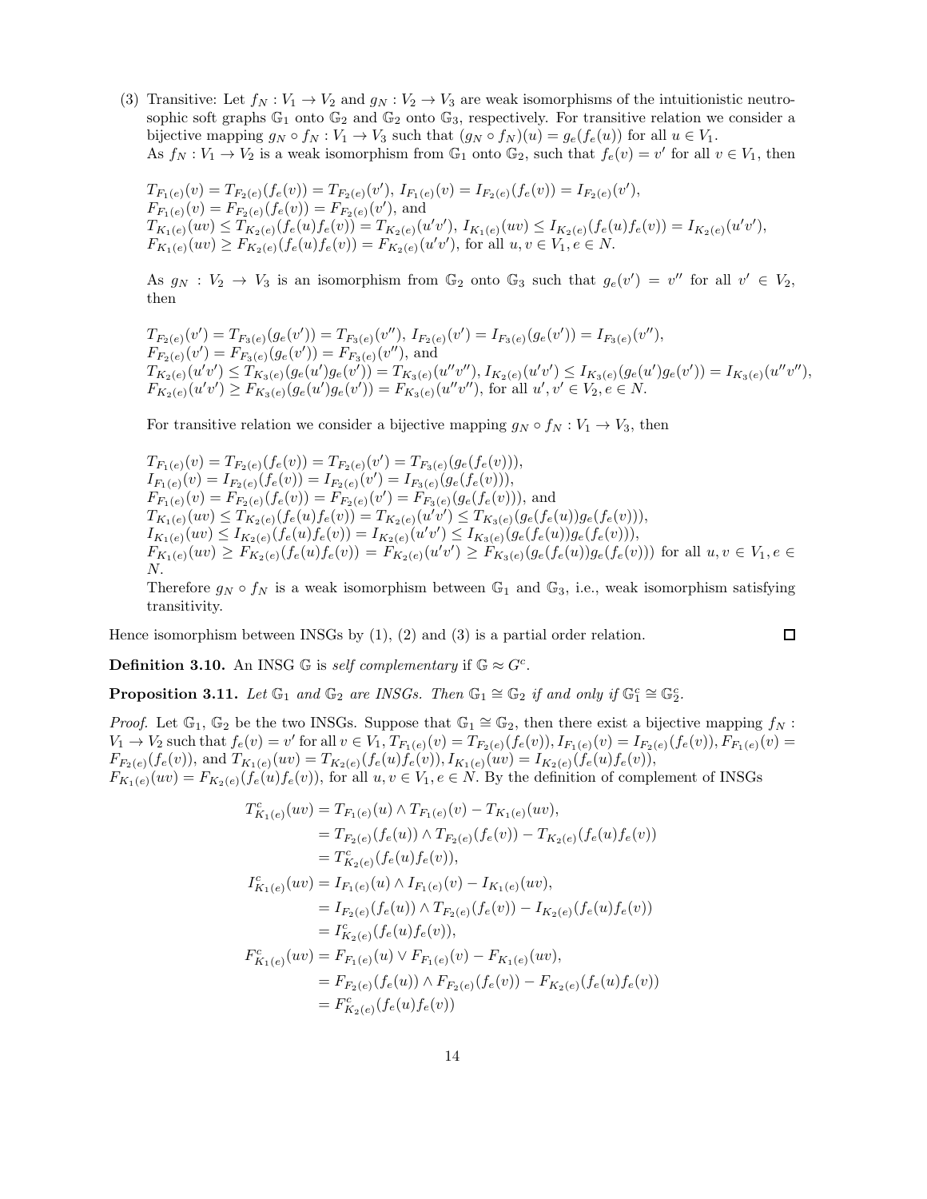(3) Transitive: Let $f_N : V_1 \to V_2$ and $g_N : V_2 \to V_3$ are weak isomorphisms of the intuitionistic neutrosophic soft graphs $\mathbb{G}_1$ onto $\mathbb{G}_2$ and $\mathbb{G}_2$ onto $\mathbb{G}_3$, respectively. For transitive relation we consider a bijective mapping $g_N \circ f_N : V_1 \to V_3$ such that $(g_N \circ f_N)(u) = g_e(f_e(u))$ for all $u \in V_1$.
As $f_N : V_1 \to V_2$ is a weak isomorphism from $\mathbb{G}_1$ onto $\mathbb{G}_2$, such that $f_e(v) = v'$ for all $v \in V_1$, then

$T_{F_1(e)}(v) = T_{F_2(e)}(f_e(v)) = T_{F_2(e)}(v')$, $I_{F_1(e)}(v) = I_{F_2(e)}(f_e(v)) = I_{F_2(e)}(v')$,
$F_{F_1(e)}(v) = F_{F_2(e)}(f_e(v)) = F_{F_2(e)}(v')$, and
$T_{K_1(e)}(uv) \leq T_{K_2(e)}(f_e(u)f_e(v)) = T_{K_2(e)}(u'v')$, $I_{K_1(e)}(uv) \leq I_{K_2(e)}(f_e(u)f_e(v)) = I_{K_2(e)}(u'v')$,
$F_{K_1(e)}(uv) \geq F_{K_2(e)}(f_e(u)f_e(v)) = F_{K_2(e)}(u'v')$, for all $u, v \in V_1, e \in N$.

As $g_N : V_2 \to V_3$ is an isomorphism from $\mathbb{G}_2$ onto $\mathbb{G}_3$ such that $g_e(v') = v''$ for all $v' \in V_2$, then

$T_{F_2(e)}(v') = T_{F_3(e)}(g_e(v')) = T_{F_3(e)}(v'')$, $I_{F_2(e)}(v') = I_{F_3(e)}(g_e(v')) = I_{F_3(e)}(v'')$,
$F_{F_2(e)}(v') = F_{F_3(e)}(g_e(v')) = F_{F_3(e)}(v'')$, and
$T_{K_2(e)}(u'v') \leq T_{K_3(e)}(g_e(u')g_e(v')) = T_{K_3(e)}(u''v'')$, $I_{K_2(e)}(u'v') \leq I_{K_3(e)}(g_e(u')g_e(v')) = I_{K_3(e)}(u''v'')$,
$F_{K_2(e)}(u'v') \geq F_{K_3(e)}(g_e(u')g_e(v')) = F_{K_3(e)}(u''v'')$, for all $u', v' \in V_2, e \in N$.

For transitive relation we consider a bijective mapping $g_N \circ f_N : V_1 \to V_3$, then

$T_{F_1(e)}(v) = T_{F_2(e)}(f_e(v)) = T_{F_2(e)}(v') = T_{F_3(e)}(g_e(f_e(v)))$,
$I_{F_1(e)}(v) = I_{F_2(e)}(f_e(v)) = I_{F_2(e)}(v') = I_{F_3(e)}(g_e(f_e(v)))$,
$F_{F_1(e)}(v) = F_{F_2(e)}(f_e(v)) = F_{F_2(e)}(v') = F_{F_3(e)}(g_e(f_e(v)))$, and
$T_{K_1(e)}(uv) \leq T_{K_2(e)}(f_e(u)f_e(v)) = T_{K_2(e)}(u'v') \leq T_{K_3(e)}(g_e(f_e(u))g_e(f_e(v)))$,
$I_{K_1(e)}(uv) \leq I_{K_2(e)}(f_e(u)f_e(v)) = I_{K_2(e)}(u'v') \leq I_{K_3(e)}(g_e(f_e(u))g_e(f_e(v)))$,
$F_{K_1(e)}(uv) \geq F_{K_2(e)}(f_e(u)f_e(v)) = F_{K_2(e)}(u'v') \geq F_{K_3(e)}(g_e(f_e(u))g_e(f_e(v)))$ for all $u, v \in V_1, e \in N$.
Therefore $g_N \circ f_N$ is a weak isomorphism between $\mathbb{G}_1$ and $\mathbb{G}_3$, i.e., weak isomorphism satisfying transitivity.

Hence isomorphism between INSGs by (1), (2) and (3) is a partial order relation. □

**Definition 3.10.** An INSG $\mathbb{G}$ is *self complementary* if $\mathbb{G} \approx G^c$.

**Proposition 3.11.** *Let $\mathbb{G}_1$ and $\mathbb{G}_2$ are INSGs. Then $\mathbb{G}_1 \cong \mathbb{G}_2$ if and only if $\mathbb{G}_1^c \cong \mathbb{G}_2^c$.*

*Proof.* Let $\mathbb{G}_1$, $\mathbb{G}_2$ be the two INSGs. Suppose that $\mathbb{G}_1 \cong \mathbb{G}_2$, then there exist a bijective mapping $f_N : V_1 \to V_2$ such that $f_e(v) = v'$ for all $v \in V_1$, $T_{F_1(e)}(v) = T_{F_2(e)}(f_e(v)), I_{F_1(e)}(v) = I_{F_2(e)}(f_e(v)), F_{F_1(e)}(v) = F_{F_2(e)}(f_e(v))$, and $T_{K_1(e)}(uv) = T_{K_2(e)}(f_e(u)f_e(v)), I_{K_1(e)}(uv) = I_{K_2(e)}(f_e(u)f_e(v))$,
$F_{K_1(e)}(uv) = F_{K_2(e)}(f_e(u)f_e(v))$, for all $u, v \in V_1, e \in N$. By the definition of complement of INSGs

$$
\begin{aligned}
T^c_{K_1(e)}(uv) &= T_{F_1(e)}(u) \wedge T_{F_1(e)}(v) - T_{K_1(e)}(uv),\\
&= T_{F_2(e)}(f_e(u)) \wedge T_{F_2(e)}(f_e(v)) - T_{K_2(e)}(f_e(u)f_e(v))\\
&= T^c_{K_2(e)}(f_e(u)f_e(v)),\\
I^c_{K_1(e)}(uv) &= I_{F_1(e)}(u) \wedge I_{F_1(e)}(v) - I_{K_1(e)}(uv),\\
&= I_{F_2(e)}(f_e(u)) \wedge T_{F_2(e)}(f_e(v)) - I_{K_2(e)}(f_e(u)f_e(v))\\
&= I^c_{K_2(e)}(f_e(u)f_e(v)),\\
F^c_{K_1(e)}(uv) &= F_{F_1(e)}(u) \vee F_{F_1(e)}(v) - F_{K_1(e)}(uv),\\
&= F_{F_2(e)}(f_e(u)) \wedge F_{F_2(e)}(f_e(v)) - F_{K_2(e)}(f_e(u)f_e(v))\\
&= F^c_{K_2(e)}(f_e(u)f_e(v))
\end{aligned}
$$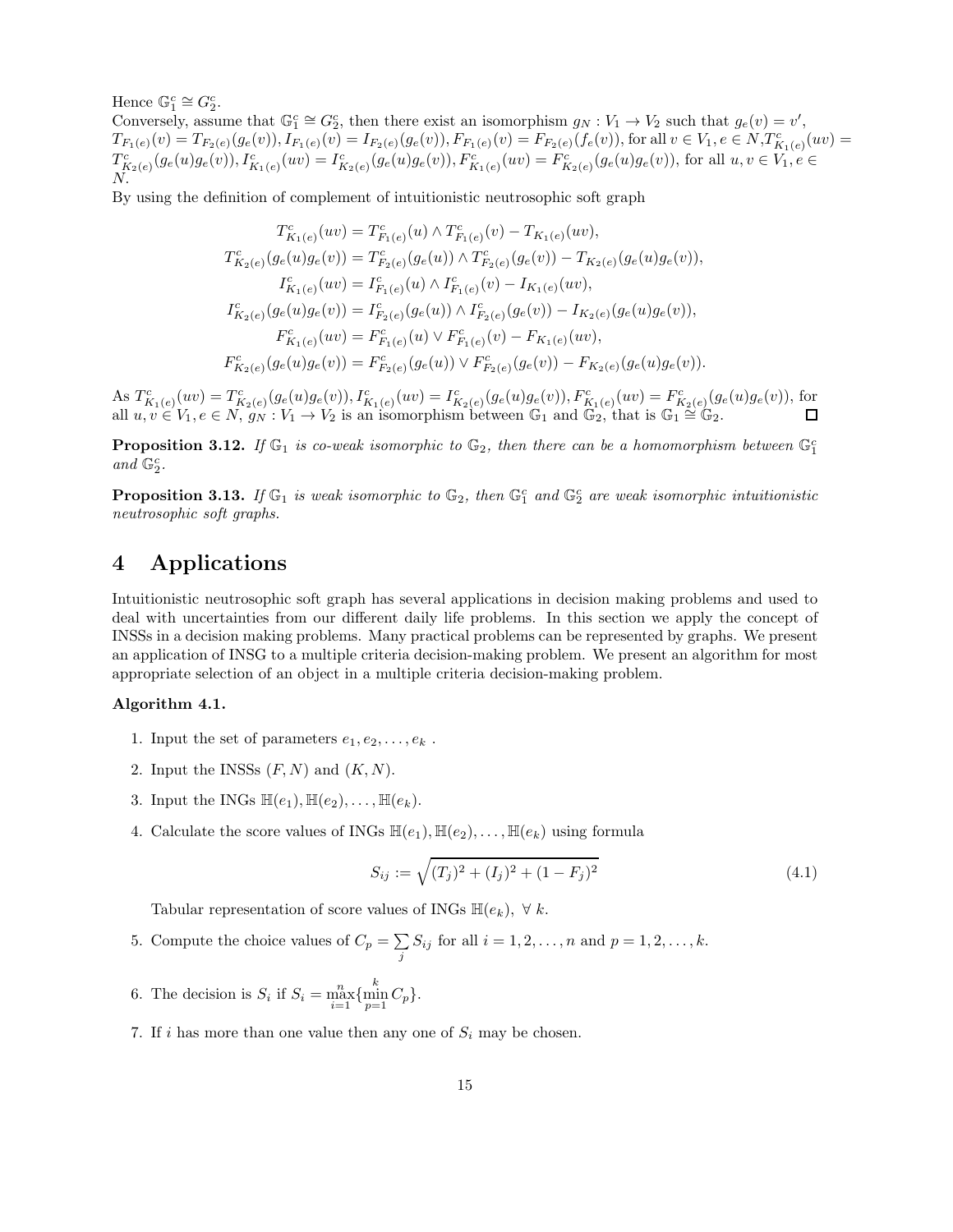Hence $\mathbb{G}_1^c \cong G_2^c$.
Conversely, assume that $\mathbb{G}_1^c \cong G_2^c$, then there exist an isomorphism $g_N : V_1 \to V_2$ such that $g_e(v) = v'$, $T_{F_1(e)}(v) = T_{F_2(e)}(g_e(v)), I_{F_1(e)}(v) = I_{F_2(e)}(g_e(v)), F_{F_1(e)}(v) = F_{F_2(e)}(f_e(v))$, for all $v \in V_1, e \in N$,$T^c_{K_1(e)}(uv) = T^c_{K_2(e)}(g_e(u)g_e(v)), I^c_{K_1(e)}(uv) = I^c_{K_2(e)}(g_e(u)g_e(v)), F^c_{K_1(e)}(uv) = F^c_{K_2(e)}(g_e(u)g_e(v))$, for all $u, v \in V_1, e \in N$.
By using the definition of complement of intuitionistic neutrosophic soft graph

$$
\begin{aligned}
T^c_{K_1(e)}(uv) &= T^c_{F_1(e)}(u) \wedge T^c_{F_1(e)}(v) - T_{K_1(e)}(uv),\\
T^c_{K_2(e)}(g_e(u)g_e(v)) &= T^c_{F_2(e)}(g_e(u)) \wedge T^c_{F_2(e)}(g_e(v)) - T_{K_2(e)}(g_e(u)g_e(v)),\\
I^c_{K_1(e)}(uv) &= I^c_{F_1(e)}(u) \wedge I^c_{F_1(e)}(v) - I_{K_1(e)}(uv),\\
I^c_{K_2(e)}(g_e(u)g_e(v)) &= I^c_{F_2(e)}(g_e(u)) \wedge I^c_{F_2(e)}(g_e(v)) - I_{K_2(e)}(g_e(u)g_e(v)),\\
F^c_{K_1(e)}(uv) &= F^c_{F_1(e)}(u) \vee F^c_{F_1(e)}(v) - F_{K_1(e)}(uv),\\
F^c_{K_2(e)}(g_e(u)g_e(v)) &= F^c_{F_2(e)}(g_e(u)) \vee F^c_{F_2(e)}(g_e(v)) - F_{K_2(e)}(g_e(u)g_e(v)).
\end{aligned}
$$

As $T^c_{K_1(e)}(uv) = T^c_{K_2(e)}(g_e(u)g_e(v)), I^c_{K_1(e)}(uv) = I^c_{K_2(e)}(g_e(u)g_e(v)), F^c_{K_1(e)}(uv) = F^c_{K_2(e)}(g_e(u)g_e(v))$, for all $u, v \in V_1, e \in N$, $g_N : V_1 \to V_2$ is an isomorphism between $\mathbb{G}_1$ and $\mathbb{G}_2$, that is $\mathbb{G}_1 \cong \mathbb{G}_2$. □

**Proposition 3.12.** *If $\mathbb{G}_1$ is co-weak isomorphic to $\mathbb{G}_2$, then there can be a homomorphism between $\mathbb{G}_1^c$ and $\mathbb{G}_2^c$.*

**Proposition 3.13.** *If $\mathbb{G}_1$ is weak isomorphic to $\mathbb{G}_2$, then $\mathbb{G}_1^c$ and $\mathbb{G}_2^c$ are weak isomorphic intuitionistic neutrosophic soft graphs.*

# 4 Applications

Intuitionistic neutrosophic soft graph has several applications in decision making problems and used to deal with uncertainties from our different daily life problems. In this section we apply the concept of INSSs in a decision making problems. Many practical problems can be represented by graphs. We present an application of INSG to a multiple criteria decision-making problem. We present an algorithm for most appropriate selection of an object in a multiple criteria decision-making problem.

**Algorithm 4.1.**

1. Input the set of parameters $e_1, e_2, \ldots, e_k$ .
2. Input the INSSs $(F, N)$ and $(K, N)$.
3. Input the INGs $\mathbb{H}(e_1), \mathbb{H}(e_2), \ldots, \mathbb{H}(e_k)$.
4. Calculate the score values of INGs $\mathbb{H}(e_1), \mathbb{H}(e_2), \ldots, \mathbb{H}(e_k)$ using formula

$$S_{ij} := \sqrt{(T_j)^2 + (I_j)^2 + (1 - F_j)^2} \tag{4.1}$$

   Tabular representation of score values of INGs $\mathbb{H}(e_k)$, $\forall\ k$.

5. Compute the choice values of $C_p = \sum_j S_{ij}$ for all $i = 1, 2, \ldots, n$ and $p = 1, 2, \ldots, k$.
6. The decision is $S_i$ if $S_i = \max_{i=1}^{n}\{\min_{p=1}^{k} C_p\}$.
7. If $i$ has more than one value then any one of $S_i$ may be chosen.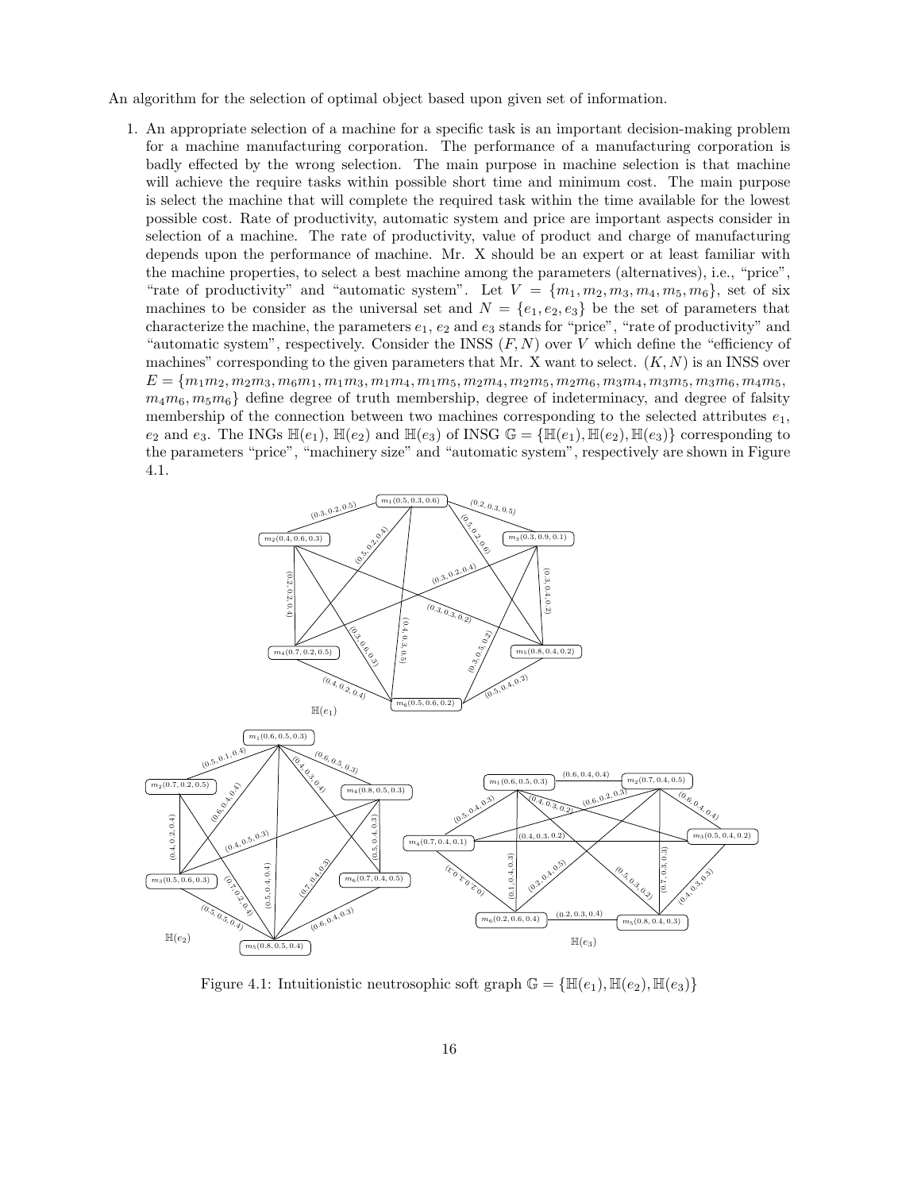An algorithm for the selection of optimal object based upon given set of information.

1. An appropriate selection of a machine for a specific task is an important decision-making problem for a machine manufacturing corporation. The performance of a manufacturing corporation is badly effected by the wrong selection. The main purpose in machine selection is that machine will achieve the require tasks within possible short time and minimum cost. The main purpose is select the machine that will complete the required task within the time available for the lowest possible cost. Rate of productivity, automatic system and price are important aspects consider in selection of a machine. The rate of productivity, value of product and charge of manufacturing depends upon the performance of machine. Mr. X should be an expert or at least familiar with the machine properties, to select a best machine among the parameters (alternatives), i.e., "price", "rate of productivity" and "automatic system". Let $V = \{m_1, m_2, m_3, m_4, m_5, m_6\}$, set of six machines to be consider as the universal set and $N = \{e_1, e_2, e_3\}$ be the set of parameters that characterize the machine, the parameters $e_1$, $e_2$ and $e_3$ stands for "price", "rate of productivity" and "automatic system", respectively. Consider the INSS $(F, N)$ over $V$ which define the "efficiency of machines" corresponding to the given parameters that Mr. X want to select. $(K, N)$ is an INSS over $E = \{m_1m_2, m_2m_3, m_6m_1, m_1m_3, m_1m_4, m_1m_5, m_2m_4, m_2m_5, m_2m_6, m_3m_4, m_3m_5, m_3m_6, m_4m_5, m_4m_6, m_5m_6\}$ define degree of truth membership, degree of indeterminacy, and degree of falsity membership of the connection between two machines corresponding to the selected attributes $e_1$, $e_2$ and $e_3$. The INGs $\mathbb{H}(e_1)$, $\mathbb{H}(e_2)$ and $\mathbb{H}(e_3)$ of INSG $\mathbb{G} = \{\mathbb{H}(e_1), \mathbb{H}(e_2), \mathbb{H}(e_3)\}$ corresponding to the parameters "price", "machinery size" and "automatic system", respectively are shown in Figure 4.1.

Figure 4.1: Intuitionistic neutrosophic soft graph $\mathbb{G} = \{\mathbb{H}(e_1), \mathbb{H}(e_2), \mathbb{H}(e_3)\}$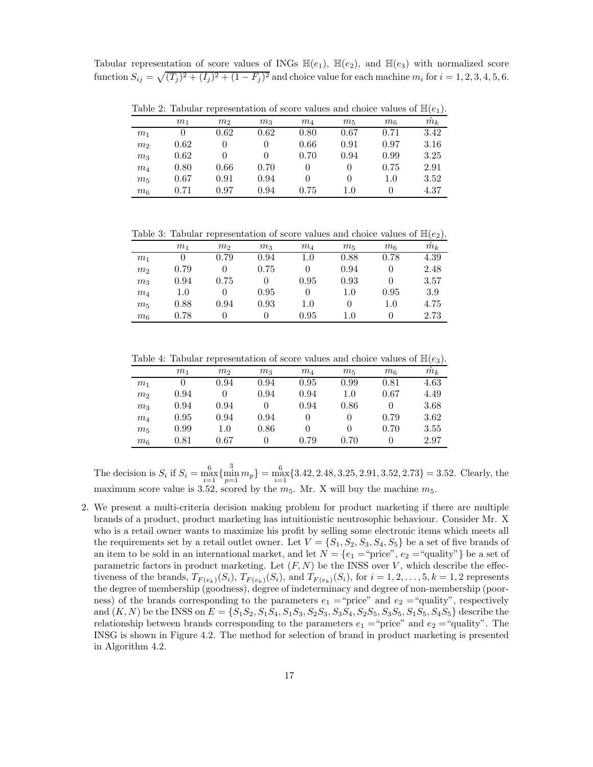Tabular representation of score values of INGs $\mathbb{H}(e_1)$, $\mathbb{H}(e_2)$, and $\mathbb{H}(e_3)$ with normalized score function $S_{ij} = \sqrt{(T_j)^2 + (I_j)^2 + (1 - F_j)^2}$ and choice value for each machine $m_i$ for $i = 1, 2, 3, 4, 5, 6$.

Table 2: Tabular representation of score values and choice values of $\mathbb{H}(e_1)$.

| | $m_1$ | $m_2$ | $m_3$ | $m_4$ | $m_5$ | $m_6$ | $\acute{m}_k$ |
|---|---|---|---|---|---|---|---|
| $m_1$ | 0 | 0.62 | 0.62 | 0.80 | 0.67 | 0.71 | 3.42 |
| $m_2$ | 0.62 | 0 | 0 | 0.66 | 0.91 | 0.97 | 3.16 |
| $m_3$ | 0.62 | 0 | 0 | 0.70 | 0.94 | 0.99 | 3.25 |
| $m_4$ | 0.80 | 0.66 | 0.70 | 0 | 0 | 0.75 | 2.91 |
| $m_5$ | 0.67 | 0.91 | 0.94 | 0 | 0 | 1.0 | 3.52 |
| $m_6$ | 0.71 | 0.97 | 0.94 | 0.75 | 1.0 | 0 | 4.37 |

Table 3: Tabular representation of score values and choice values of $\mathbb{H}(e_2)$.

| | $m_1$ | $m_2$ | $m_3$ | $m_4$ | $m_5$ | $m_6$ | $\acute{m}_k$ |
|---|---|---|---|---|---|---|---|
| $m_1$ | 0 | 0.79 | 0.94 | 1.0 | 0.88 | 0.78 | 4.39 |
| $m_2$ | 0.79 | 0 | 0.75 | 0 | 0.94 | 0 | 2.48 |
| $m_3$ | 0.94 | 0.75 | 0 | 0.95 | 0.93 | 0 | 3.57 |
| $m_4$ | 1.0 | 0 | 0.95 | 0 | 1.0 | 0.95 | 3.9 |
| $m_5$ | 0.88 | 0.94 | 0.93 | 1.0 | 0 | 1.0 | 4.75 |
| $m_6$ | 0.78 | 0 | 0 | 0.95 | 1.0 | 0 | 2.73 |

Table 4: Tabular representation of score values and choice values of $\mathbb{H}(e_3)$.

| | $m_1$ | $m_2$ | $m_3$ | $m_4$ | $m_5$ | $m_6$ | $\acute{m}_k$ |
|---|---|---|---|---|---|---|---|
| $m_1$ | 0 | 0.94 | 0.94 | 0.95 | 0.99 | 0.81 | 4.63 |
| $m_2$ | 0.94 | 0 | 0.94 | 0.94 | 1.0 | 0.67 | 4.49 |
| $m_3$ | 0.94 | 0.94 | 0 | 0.94 | 0.86 | 0 | 3.68 |
| $m_4$ | 0.95 | 0.94 | 0.94 | 0 | 0 | 0.79 | 3.62 |
| $m_5$ | 0.99 | 1.0 | 0.86 | 0 | 0 | 0.70 | 3.55 |
| $m_6$ | 0.81 | 0.67 | 0 | 0.79 | 0.70 | 0 | 2.97 |

The decision is $S_i$ if $S_i = \max_{i=1}^{6}\{\min_{p=1}^{3} m_p\} = \max_{i=1}^{6}\{3.42, 2.48, 3.25, 2.91, 3.52, 2.73\} = 3.52$. Clearly, the maximum score value is 3.52, scored by the $m_5$. Mr. X will buy the machine $m_5$.

2. We present a multi-criteria decision making problem for product marketing if there are multiple brands of a product, product marketing has intuitionistic neutrosophic behaviour. Consider Mr. X who is a retail owner wants to maximize his profit by selling some electronic items which meets all the requirements set by a retail outlet owner. Let $V = \{S_1, S_2, S_3, S_4, S_5\}$ be a set of five brands of an item to be sold in an international market, and let $N = \{e_1 =$"price", $e_2 =$"quality"$\}$ be a set of parametric factors in product marketing. Let $(F, N)$ be the INSS over $V$, which describe the effectiveness of the brands, $T_{F(e_k)}(S_i)$, $T_{F(e_k)}(S_i)$, and $T_{F(e_k)}(S_i)$, for $i = 1, 2, \ldots, 5, k = 1, 2$ represents the degree of membership (goodness), degree of indeterminacy and degree of non-membership (poorness) of the brands corresponding to the parameters $e_1 =$"price" and $e_2 =$"quality", respectively and $(K, N)$ be the INSS on $E = \{S_1S_2, S_1S_4, S_1S_3, S_2S_3, S_3S_4, S_2S_5, S_3S_5, S_1S_5, S_4S_5\}$ describe the relationship between brands corresponding to the parameters $e_1 =$"price" and $e_2 =$"quality". The INSG is shown in Figure 4.2. The method for selection of brand in product marketing is presented in Algorithm 4.2.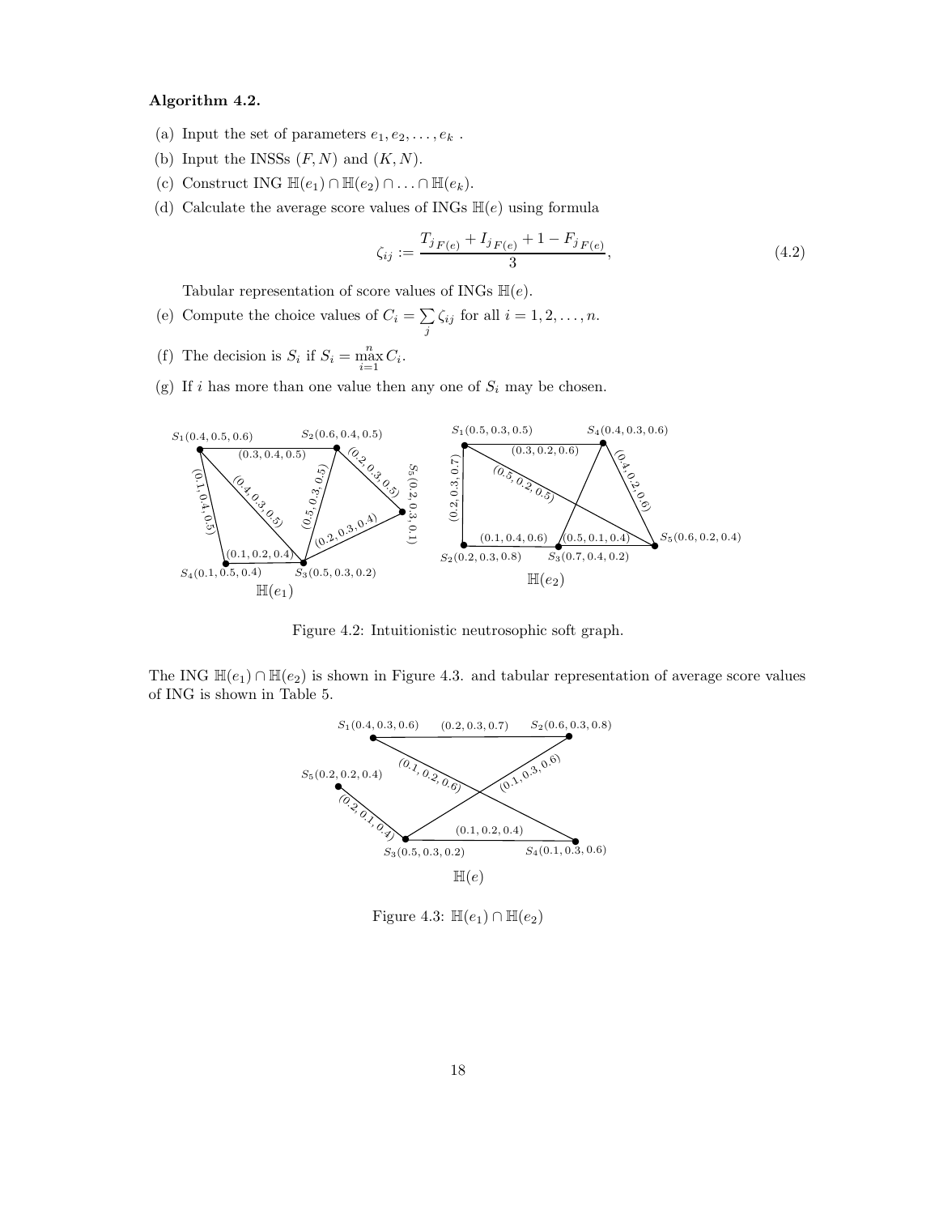**Algorithm 4.2.**

(a) Input the set of parameters $e_1, e_2, \ldots, e_k$ .

(b) Input the INSSs $(F, N)$ and $(K, N)$.

(c) Construct ING $\mathbb{H}(e_1) \cap \mathbb{H}(e_2) \cap \ldots \cap \mathbb{H}(e_k)$.

(d) Calculate the average score values of INGs $\mathbb{H}(e)$ using formula

$$\zeta_{ij} := \frac{T_{j_{F(e)}} + I_{j_{F(e)}} + 1 - F_{j_{F(e)}}}{3}, \tag{4.2}$$

Tabular representation of score values of INGs $\mathbb{H}(e)$.

(e) Compute the choice values of $C_i = \sum_j \zeta_{ij}$ for all $i = 1, 2, \ldots, n$.

(f) The decision is $S_i$ if $S_i = \max_{i=1}^{n} C_i$.

(g) If $i$ has more than one value then any one of $S_i$ may be chosen.

Figure 4.2: Intuitionistic neutrosophic soft graph.

The ING $\mathbb{H}(e_1) \cap \mathbb{H}(e_2)$ is shown in Figure 4.3. and tabular representation of average score values of ING is shown in Table 5.

Figure 4.3: $\mathbb{H}(e_1) \cap \mathbb{H}(e_2)$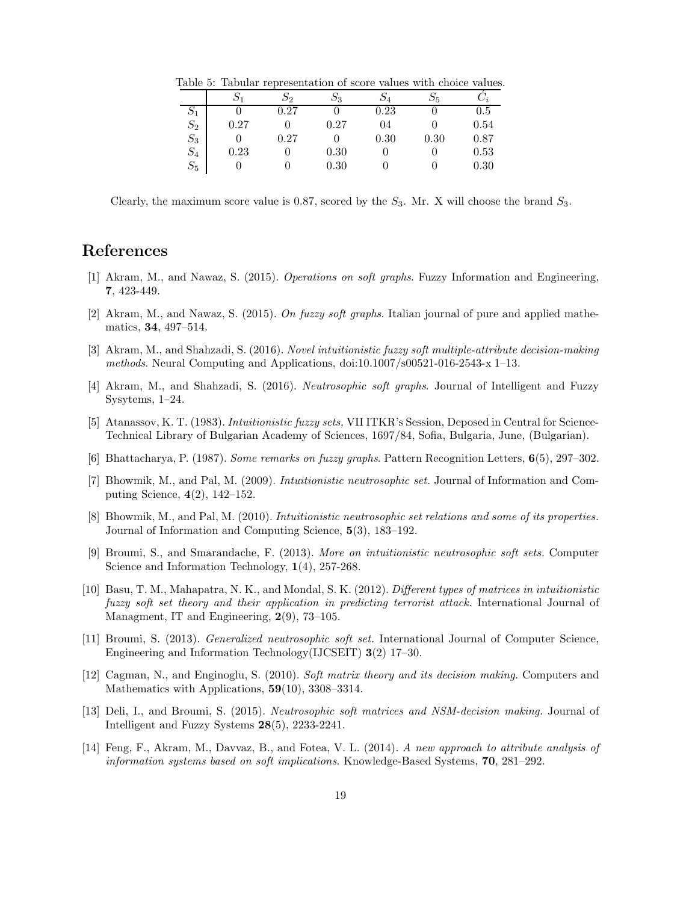Table 5: Tabular representation of score values with choice values.

| | $S_1$ | $S_2$ | $S_3$ | $S_4$ | $S_5$ | $\acute{C}_i$ |
|---|---|---|---|---|---|---|
| $S_1$ | 0 | 0.27 | 0 | 0.23 | 0 | 0.5 |
| $S_2$ | 0.27 | 0 | 0.27 | 04 | 0 | 0.54 |
| $S_3$ | 0 | 0.27 | 0 | 0.30 | 0.30 | 0.87 |
| $S_4$ | 0.23 | 0 | 0.30 | 0 | 0 | 0.53 |
| $S_5$ | 0 | 0 | 0.30 | 0 | 0 | 0.30 |

Clearly, the maximum score value is 0.87, scored by the $S_3$. Mr. X will choose the brand $S_3$.

# References

[1] Akram, M., and Nawaz, S. (2015). *Operations on soft graphs*. Fuzzy Information and Engineering, **7**, 423-449.

[2] Akram, M., and Nawaz, S. (2015). *On fuzzy soft graphs*. Italian journal of pure and applied mathematics, **34**, 497–514.

[3] Akram, M., and Shahzadi, S. (2016). *Novel intuitionistic fuzzy soft multiple-attribute decision-making methods*. Neural Computing and Applications, doi:10.1007/s00521-016-2543-x 1–13.

[4] Akram, M., and Shahzadi, S. (2016). *Neutrosophic soft graphs*. Journal of Intelligent and Fuzzy Sysytems, 1–24.

[5] Atanassov, K. T. (1983). *Intuitionistic fuzzy sets,* VII ITKR's Session, Deposed in Central for Science-Technical Library of Bulgarian Academy of Sciences, 1697/84, Sofia, Bulgaria, June, (Bulgarian).

[6] Bhattacharya, P. (1987). *Some remarks on fuzzy graphs*. Pattern Recognition Letters, **6**(5), 297–302.

[7] Bhowmik, M., and Pal, M. (2009). *Intuitionistic neutrosophic set.* Journal of Information and Computing Science, **4**(2), 142–152.

[8] Bhowmik, M., and Pal, M. (2010). *Intuitionistic neutrosophic set relations and some of its properties.* Journal of Information and Computing Science, **5**(3), 183–192.

[9] Broumi, S., and Smarandache, F. (2013). *More on intuitionistic neutrosophic soft sets.* Computer Science and Information Technology, **1**(4), 257-268.

[10] Basu, T. M., Mahapatra, N. K., and Mondal, S. K. (2012). *Different types of matrices in intuitionistic fuzzy soft set theory and their application in predicting terrorist attack.* International Journal of Managment, IT and Engineering, **2**(9), 73–105.

[11] Broumi, S. (2013). *Generalized neutrosophic soft set.* International Journal of Computer Science, Engineering and Information Technology(IJCSEIT) **3**(2) 17–30.

[12] Cagman, N., and Enginoglu, S. (2010). *Soft matrix theory and its decision making.* Computers and Mathematics with Applications, **59**(10), 3308–3314.

[13] Deli, I., and Broumi, S. (2015). *Neutrosophic soft matrices and NSM-decision making.* Journal of Intelligent and Fuzzy Systems **28**(5), 2233-2241.

[14] Feng, F., Akram, M., Davvaz, B., and Fotea, V. L. (2014). *A new approach to attribute analysis of information systems based on soft implications*. Knowledge-Based Systems, **70**, 281–292.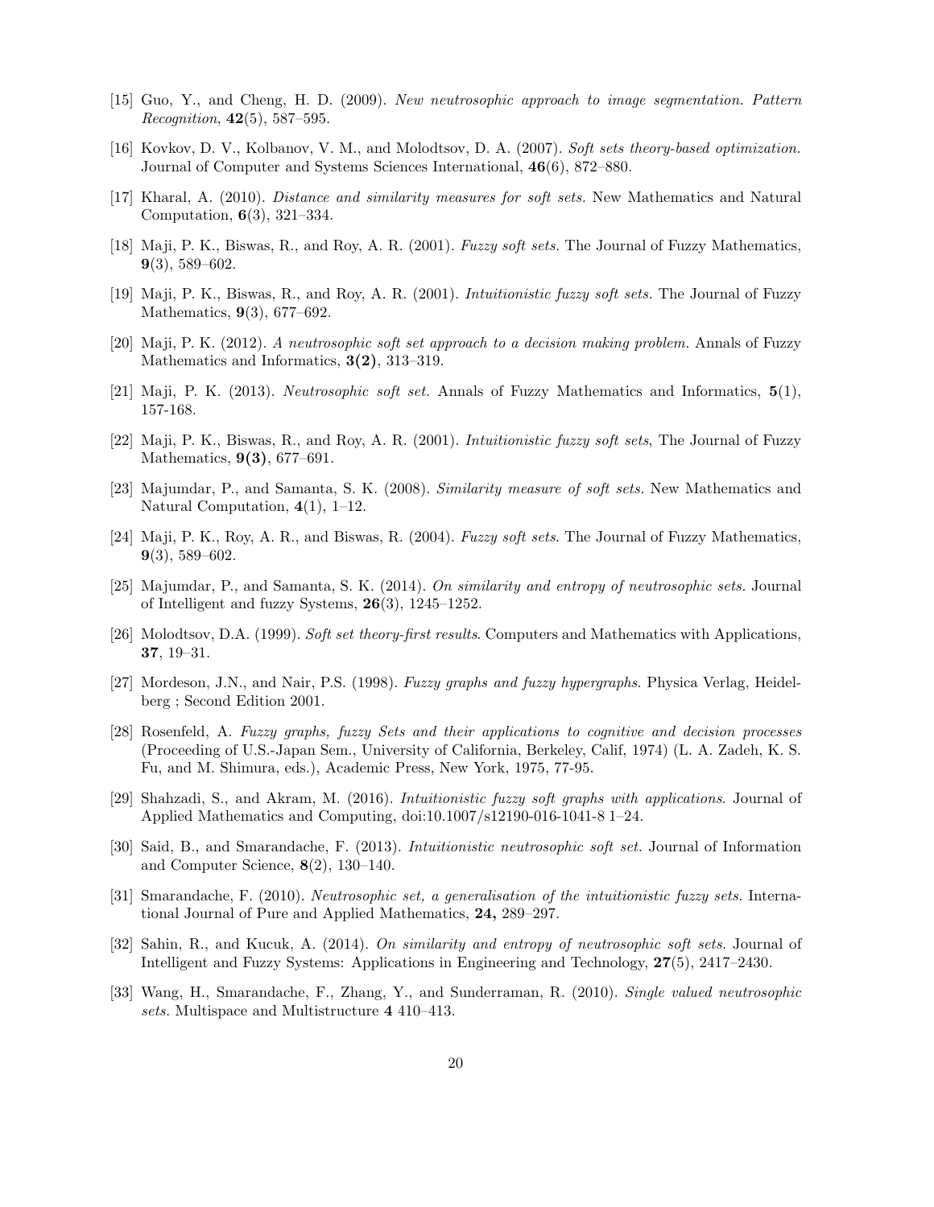[15] Guo, Y., and Cheng, H. D. (2009). *New neutrosophic approach to image segmentation. Pattern Recognition*, **42**(5), 587–595.

[16] Kovkov, D. V., Kolbanov, V. M., and Molodtsov, D. A. (2007). *Soft sets theory-based optimization.* Journal of Computer and Systems Sciences International, **46**(6), 872–880.

[17] Kharal, A. (2010). *Distance and similarity measures for soft sets.* New Mathematics and Natural Computation, **6**(3), 321–334.

[18] Maji, P. K., Biswas, R., and Roy, A. R. (2001). *Fuzzy soft sets.* The Journal of Fuzzy Mathematics, **9**(3), 589–602.

[19] Maji, P. K., Biswas, R., and Roy, A. R. (2001). *Intuitionistic fuzzy soft sets.* The Journal of Fuzzy Mathematics, **9**(3), 677–692.

[20] Maji, P. K. (2012). *A neutrosophic soft set approach to a decision making problem.* Annals of Fuzzy Mathematics and Informatics, **3(2)**, 313–319.

[21] Maji, P. K. (2013). *Neutrosophic soft set.* Annals of Fuzzy Mathematics and Informatics, **5**(1), 157-168.

[22] Maji, P. K., Biswas, R., and Roy, A. R. (2001). *Intuitionistic fuzzy soft sets*, The Journal of Fuzzy Mathematics, **9(3)**, 677–691.

[23] Majumdar, P., and Samanta, S. K. (2008). *Similarity measure of soft sets.* New Mathematics and Natural Computation, **4**(1), 1–12.

[24] Maji, P. K., Roy, A. R., and Biswas, R. (2004). *Fuzzy soft sets*. The Journal of Fuzzy Mathematics, **9**(3), 589–602.

[25] Majumdar, P., and Samanta, S. K. (2014). *On similarity and entropy of neutrosophic sets.* Journal of Intelligent and fuzzy Systems, **26**(3), 1245–1252.

[26] Molodtsov, D.A. (1999). *Soft set theory-first results*. Computers and Mathematics with Applications, **37**, 19–31.

[27] Mordeson, J.N., and Nair, P.S. (1998). *Fuzzy graphs and fuzzy hypergraphs*. Physica Verlag, Heidelberg ; Second Edition 2001.

[28] Rosenfeld, A. *Fuzzy graphs, fuzzy Sets and their applications to cognitive and decision processes* (Proceeding of U.S.-Japan Sem., University of California, Berkeley, Calif, 1974) (L. A. Zadeh, K. S. Fu, and M. Shimura, eds.), Academic Press, New York, 1975, 77-95.

[29] Shahzadi, S., and Akram, M. (2016). *Intuitionistic fuzzy soft graphs with applications*. Journal of Applied Mathematics and Computing, doi:10.1007/s12190-016-1041-8 1–24.

[30] Said, B., and Smarandache, F. (2013). *Intuitionistic neutrosophic soft set.* Journal of Information and Computer Science, **8**(2), 130–140.

[31] Smarandache, F. (2010). *Neutrosophic set, a generalisation of the intuitionistic fuzzy sets.* International Journal of Pure and Applied Mathematics, **24,** 289–297.

[32] Sahin, R., and Kucuk, A. (2014). *On similarity and entropy of neutrosophic soft sets.* Journal of Intelligent and Fuzzy Systems: Applications in Engineering and Technology, **27**(5), 2417–2430.

[33] Wang, H., Smarandache, F., Zhang, Y., and Sunderraman, R. (2010). *Single valued neutrosophic sets.* Multispace and Multistructure **4** 410–413.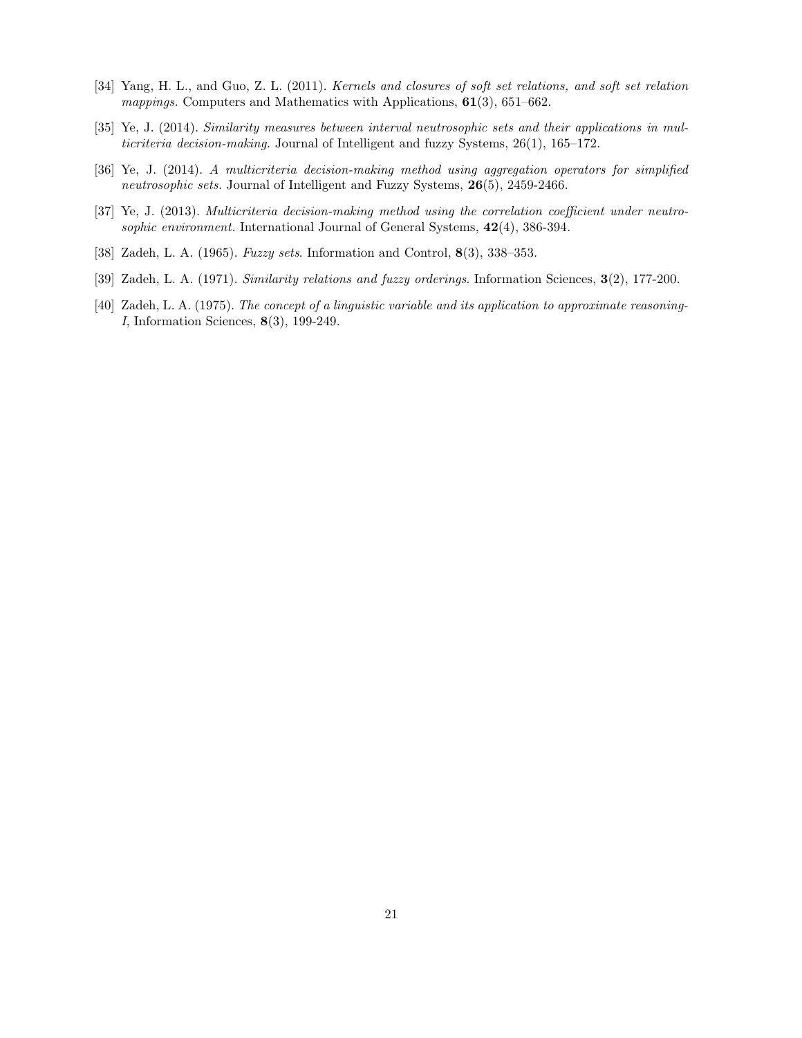[34] Yang, H. L., and Guo, Z. L. (2011). *Kernels and closures of soft set relations, and soft set relation mappings.* Computers and Mathematics with Applications, **61**(3), 651–662.

[35] Ye, J. (2014). *Similarity measures between interval neutrosophic sets and their applications in multicriteria decision-making.* Journal of Intelligent and fuzzy Systems, 26(1), 165–172.

[36] Ye, J. (2014). *A multicriteria decision-making method using aggregation operators for simplified neutrosophic sets.* Journal of Intelligent and Fuzzy Systems, **26**(5), 2459-2466.

[37] Ye, J. (2013). *Multicriteria decision-making method using the correlation coefficient under neutrosophic environment.* International Journal of General Systems, **42**(4), 386-394.

[38] Zadeh, L. A. (1965). *Fuzzy sets*. Information and Control, **8**(3), 338–353.

[39] Zadeh, L. A. (1971). *Similarity relations and fuzzy orderings*. Information Sciences, **3**(2), 177-200.

[40] Zadeh, L. A. (1975). *The concept of a linguistic variable and its application to approximate reasoning-I*, Information Sciences, **8**(3), 199-249.